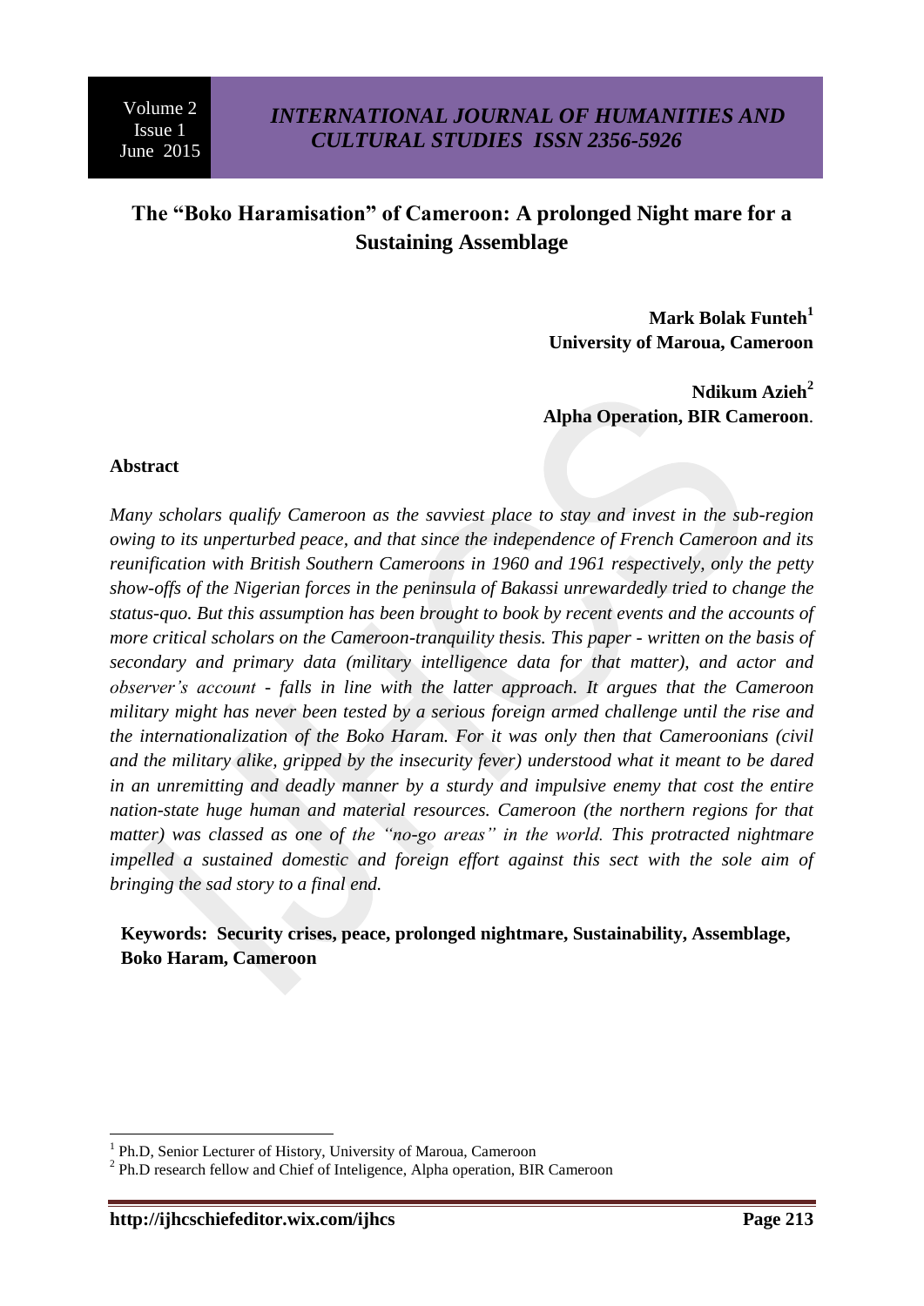# The "Boko Haramisation" of Cameroon: A prolonged Night mare for a Sustaining Assemblage

**Mark Bolak Funteh[1]**
**University of Maroua, Cameroon**

**Ndikum Azieh[2]**
**Alpha Operation, BIR Cameroon**.

## Abstract

*Many scholars qualify Cameroon as the savviest place to stay and invest in the sub-region owing to its unperturbed peace, and that since the independence of French Cameroon and its reunification with British Southern Cameroons in 1960 and 1961 respectively, only the petty show-offs of the Nigerian forces in the peninsula of Bakassi unrewardedly tried to change the status-quo. But this assumption has been brought to book by recent events and the accounts of more critical scholars on the Cameroon-tranquility thesis. This paper - written on the basis of secondary and primary data (military intelligence data for that matter), and actor and observer's account - falls in line with the latter approach. It argues that the Cameroon military might has never been tested by a serious foreign armed challenge until the rise and the internationalization of the Boko Haram. For it was only then that Cameroonians (civil and the military alike, gripped by the insecurity fever) understood what it meant to be dared in an unremitting and deadly manner by a sturdy and impulsive enemy that cost the entire nation-state huge human and material resources. Cameroon (the northern regions for that matter) was classed as one of the "no-go areas" in the world. This protracted nightmare impelled a sustained domestic and foreign effort against this sect with the sole aim of bringing the sad story to a final end.*

**Keywords: Security crises, peace, prolonged nightmare, Sustainability, Assemblage, Boko Haram, Cameroon**

---

[1] Ph.D, Senior Lecturer of History, University of Maroua, Cameroon

[2] Ph.D research fellow and Chief of Inteligence, Alpha operation, BIR Cameroon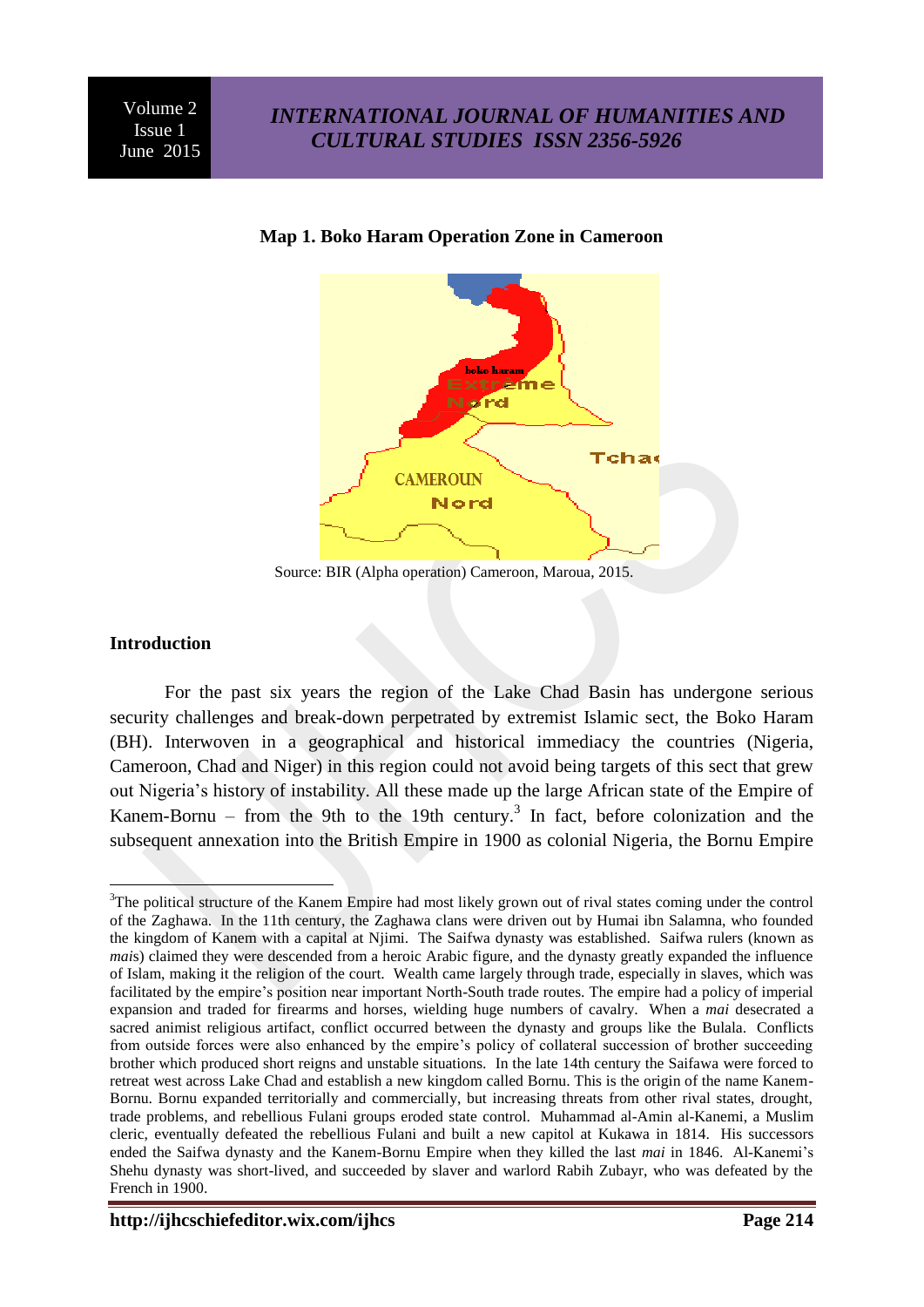**Map 1. Boko Haram Operation Zone in Cameroon**

Source: BIR (Alpha operation) Cameroon, Maroua, 2015.

## Introduction

For the past six years the region of the Lake Chad Basin has undergone serious security challenges and break-down perpetrated by extremist Islamic sect, the Boko Haram (BH). Interwoven in a geographical and historical immediacy the countries (Nigeria, Cameroon, Chad and Niger) in this region could not avoid being targets of this sect that grew out Nigeria's history of instability. All these made up the large African state of the Empire of Kanem-Bornu – from the 9th to the 19th century.[3] In fact, before colonization and the subsequent annexation into the British Empire in 1900 as colonial Nigeria, the Bornu Empire

---

[3]The political structure of the Kanem Empire had most likely grown out of rival states coming under the control of the Zaghawa. In the 11th century, the Zaghawa clans were driven out by Humai ibn Salamna, who founded the kingdom of Kanem with a capital at Njimi. The Saifwa dynasty was established. Saifwa rulers (known as *mais*) claimed they were descended from a heroic Arabic figure, and the dynasty greatly expanded the influence of Islam, making it the religion of the court. Wealth came largely through trade, especially in slaves, which was facilitated by the empire's position near important North-South trade routes. The empire had a policy of imperial expansion and traded for firearms and horses, wielding huge numbers of cavalry. When a *mai* desecrated a sacred animist religious artifact, conflict occurred between the dynasty and groups like the Bulala. Conflicts from outside forces were also enhanced by the empire's policy of collateral succession of brother succeeding brother which produced short reigns and unstable situations. In the late 14th century the Saifawa were forced to retreat west across Lake Chad and establish a new kingdom called Bornu. This is the origin of the name Kanem-Bornu. Bornu expanded territorially and commercially, but increasing threats from other rival states, drought, trade problems, and rebellious Fulani groups eroded state control. Muhammad al-Amin al-Kanemi, a Muslim cleric, eventually defeated the rebellious Fulani and built a new capitol at Kukawa in 1814. His successors ended the Saifwa dynasty and the Kanem-Bornu Empire when they killed the last *mai* in 1846. Al-Kanemi's Shehu dynasty was short-lived, and succeeded by slaver and warlord Rabih Zubayr, who was defeated by the French in 1900.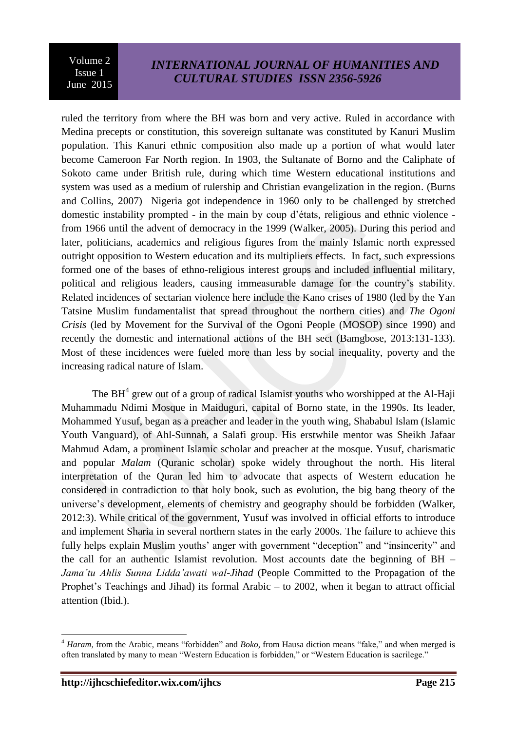ruled the territory from where the BH was born and very active. Ruled in accordance with Medina precepts or constitution, this sovereign sultanate was constituted by Kanuri Muslim population. This Kanuri ethnic composition also made up a portion of what would later become Cameroon Far North region. In 1903, the Sultanate of Borno and the Caliphate of Sokoto came under British rule, during which time Western educational institutions and system was used as a medium of rulership and Christian evangelization in the region. (Burns and Collins, 2007) Nigeria got independence in 1960 only to be challenged by stretched domestic instability prompted - in the main by coup d'états, religious and ethnic violence - from 1966 until the advent of democracy in the 1999 (Walker, 2005). During this period and later, politicians, academics and religious figures from the mainly Islamic north expressed outright opposition to Western education and its multipliers effects. In fact, such expressions formed one of the bases of ethno-religious interest groups and included influential military, political and religious leaders, causing immeasurable damage for the country's stability. Related incidences of sectarian violence here include the Kano crises of 1980 (led by the Yan Tatsine Muslim fundamentalist that spread throughout the northern cities) and *The Ogoni Crisis* (led by Movement for the Survival of the Ogoni People (MOSOP) since 1990) and recently the domestic and international actions of the BH sect (Bamgbose, 2013:131-133). Most of these incidences were fueled more than less by social inequality, poverty and the increasing radical nature of Islam.

The BH[4] grew out of a group of radical Islamist youths who worshipped at the Al-Haji Muhammadu Ndimi Mosque in Maiduguri, capital of Borno state, in the 1990s. Its leader, Mohammed Yusuf, began as a preacher and leader in the youth wing, Shababul Islam (Islamic Youth Vanguard), of Ahl-Sunnah, a Salafi group. His erstwhile mentor was Sheikh Jafaar Mahmud Adam, a prominent Islamic scholar and preacher at the mosque. Yusuf, charismatic and popular *Malam* (Quranic scholar) spoke widely throughout the north. His literal interpretation of the Quran led him to advocate that aspects of Western education he considered in contradiction to that holy book, such as evolution, the big bang theory of the universe's development, elements of chemistry and geography should be forbidden (Walker, 2012:3). While critical of the government, Yusuf was involved in official efforts to introduce and implement Sharia in several northern states in the early 2000s. The failure to achieve this fully helps explain Muslim youths' anger with government "deception" and "insincerity" and the call for an authentic Islamist revolution. Most accounts date the beginning of BH – *Jama'tu Ahlis Sunna Lidda'awati wal-Jihad* (People Committed to the Propagation of the Prophet's Teachings and Jihad) its formal Arabic – to 2002, when it began to attract official attention (Ibid.).

---

[4] *Haram,* from the Arabic, means "forbidden" and *Boko,* from Hausa diction means "fake," and when merged is often translated by many to mean "Western Education is forbidden," or "Western Education is sacrilege."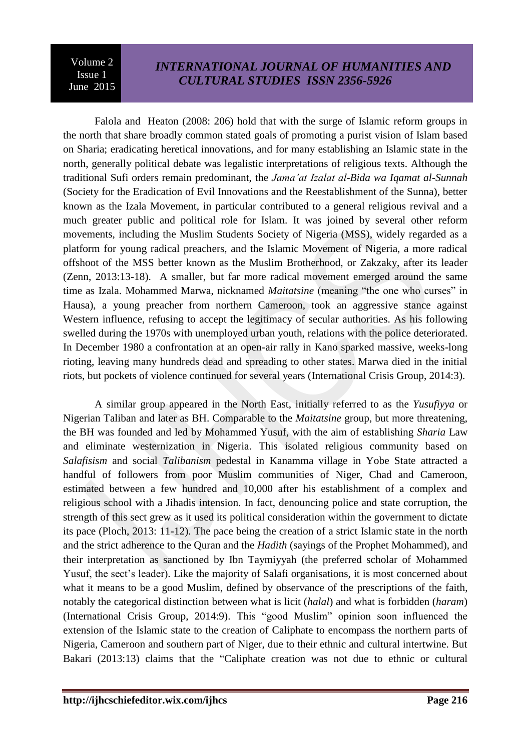Falola and Heaton (2008: 206) hold that with the surge of Islamic reform groups in the north that share broadly common stated goals of promoting a purist vision of Islam based on Sharia; eradicating heretical innovations, and for many establishing an Islamic state in the north, generally political debate was legalistic interpretations of religious texts. Although the traditional Sufi orders remain predominant, the *Jama'at Izalat al-Bida wa Iqamat al-Sunnah* (Society for the Eradication of Evil Innovations and the Reestablishment of the Sunna), better known as the Izala Movement, in particular contributed to a general religious revival and a much greater public and political role for Islam. It was joined by several other reform movements, including the Muslim Students Society of Nigeria (MSS), widely regarded as a platform for young radical preachers, and the Islamic Movement of Nigeria, a more radical offshoot of the MSS better known as the Muslim Brotherhood, or Zakzaky, after its leader (Zenn, 2013:13-18). A smaller, but far more radical movement emerged around the same time as Izala. Mohammed Marwa, nicknamed *Maitatsine* (meaning "the one who curses" in Hausa), a young preacher from northern Cameroon, took an aggressive stance against Western influence, refusing to accept the legitimacy of secular authorities. As his following swelled during the 1970s with unemployed urban youth, relations with the police deteriorated. In December 1980 a confrontation at an open-air rally in Kano sparked massive, weeks-long rioting, leaving many hundreds dead and spreading to other states. Marwa died in the initial riots, but pockets of violence continued for several years (International Crisis Group, 2014:3).

A similar group appeared in the North East, initially referred to as the *Yusufiyya* or Nigerian Taliban and later as BH. Comparable to the *Maitatsine* group, but more threatening, the BH was founded and led by Mohammed Yusuf, with the aim of establishing *Sharia* Law and eliminate westernization in Nigeria. This isolated religious community based on *Salafisism* and social *Talibanism* pedestal in Kanamma village in Yobe State attracted a handful of followers from poor Muslim communities of Niger, Chad and Cameroon, estimated between a few hundred and 10,000 after his establishment of a complex and religious school with a Jihadis intension. In fact, denouncing police and state corruption, the strength of this sect grew as it used its political consideration within the government to dictate its pace (Ploch, 2013: 11-12). The pace being the creation of a strict Islamic state in the north and the strict adherence to the Quran and the *Hadith* (sayings of the Prophet Mohammed), and their interpretation as sanctioned by Ibn Taymiyyah (the preferred scholar of Mohammed Yusuf, the sect's leader). Like the majority of Salafi organisations, it is most concerned about what it means to be a good Muslim, defined by observance of the prescriptions of the faith, notably the categorical distinction between what is licit (*halal*) and what is forbidden (*haram*) (International Crisis Group, 2014:9). This "good Muslim" opinion soon influenced the extension of the Islamic state to the creation of Caliphate to encompass the northern parts of Nigeria, Cameroon and southern part of Niger, due to their ethnic and cultural intertwine. But Bakari (2013:13) claims that the "Caliphate creation was not due to ethnic or cultural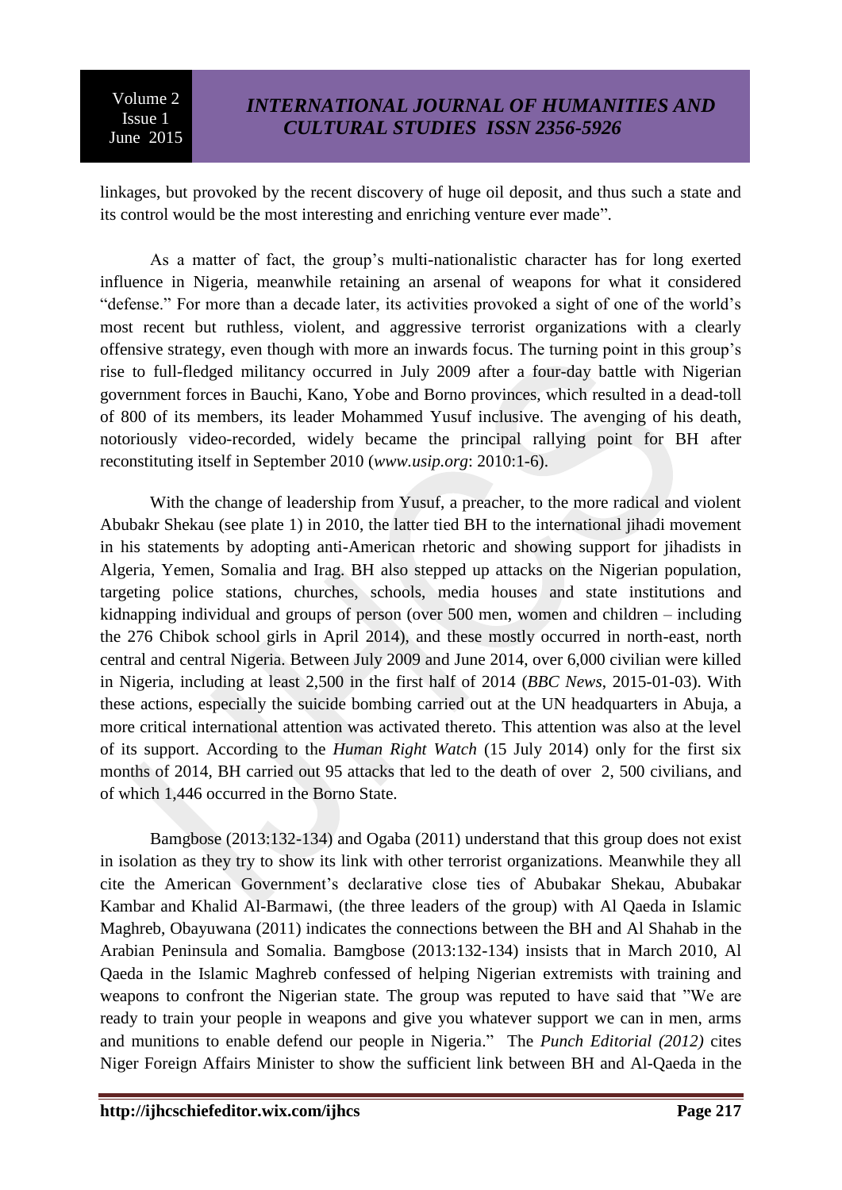linkages, but provoked by the recent discovery of huge oil deposit, and thus such a state and its control would be the most interesting and enriching venture ever made".

As a matter of fact, the group's multi-nationalistic character has for long exerted influence in Nigeria, meanwhile retaining an arsenal of weapons for what it considered "defense." For more than a decade later, its activities provoked a sight of one of the world's most recent but ruthless, violent, and aggressive terrorist organizations with a clearly offensive strategy, even though with more an inwards focus. The turning point in this group's rise to full-fledged militancy occurred in July 2009 after a four-day battle with Nigerian government forces in Bauchi, Kano, Yobe and Borno provinces, which resulted in a dead-toll of 800 of its members, its leader Mohammed Yusuf inclusive. The avenging of his death, notoriously video-recorded, widely became the principal rallying point for BH after reconstituting itself in September 2010 (*www.usip.org*: 2010:1-6).

With the change of leadership from Yusuf, a preacher, to the more radical and violent Abubakr Shekau (see plate 1) in 2010, the latter tied BH to the international jihadi movement in his statements by adopting anti-American rhetoric and showing support for jihadists in Algeria, Yemen, Somalia and Irag. BH also stepped up attacks on the Nigerian population, targeting police stations, churches, schools, media houses and state institutions and kidnapping individual and groups of person (over 500 men, women and children – including the 276 Chibok school girls in April 2014), and these mostly occurred in north-east, north central and central Nigeria. Between July 2009 and June 2014, over 6,000 civilian were killed in Nigeria, including at least 2,500 in the first half of 2014 (*BBC News*, 2015-01-03). With these actions, especially the suicide bombing carried out at the UN headquarters in Abuja, a more critical international attention was activated thereto. This attention was also at the level of its support. According to the *Human Right Watch* (15 July 2014) only for the first six months of 2014, BH carried out 95 attacks that led to the death of over 2, 500 civilians, and of which 1,446 occurred in the Borno State.

Bamgbose (2013:132-134) and Ogaba (2011) understand that this group does not exist in isolation as they try to show its link with other terrorist organizations. Meanwhile they all cite the American Government's declarative close ties of Abubakar Shekau, Abubakar Kambar and Khalid Al-Barmawi, (the three leaders of the group) with Al Qaeda in Islamic Maghreb, Obayuwana (2011) indicates the connections between the BH and Al Shahab in the Arabian Peninsula and Somalia. Bamgbose (2013:132-134) insists that in March 2010, Al Qaeda in the Islamic Maghreb confessed of helping Nigerian extremists with training and weapons to confront the Nigerian state. The group was reputed to have said that "We are ready to train your people in weapons and give you whatever support we can in men, arms and munitions to enable defend our people in Nigeria." The *Punch Editorial (2012)* cites Niger Foreign Affairs Minister to show the sufficient link between BH and Al-Qaeda in the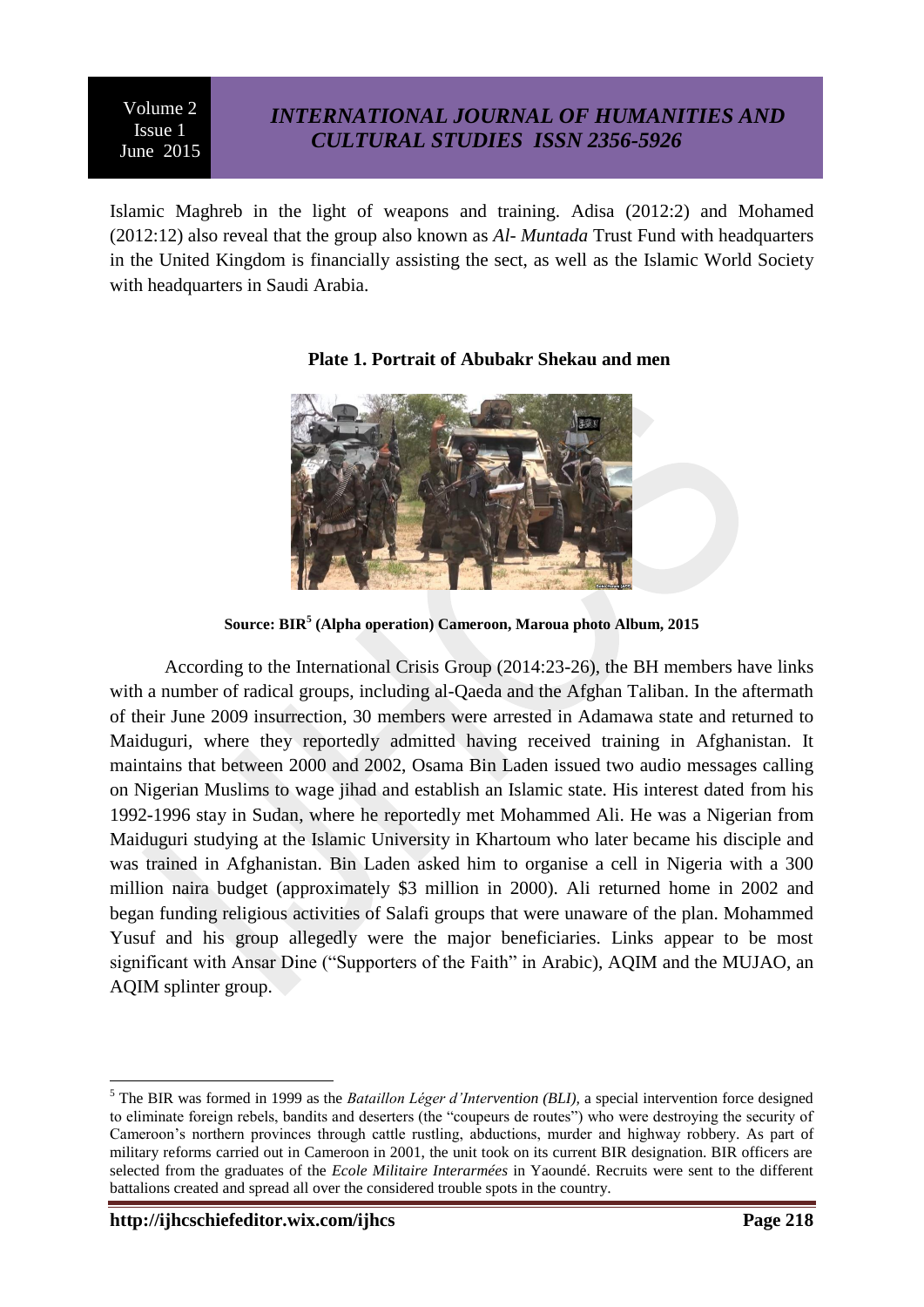Islamic Maghreb in the light of weapons and training. Adisa (2012:2) and Mohamed (2012:12) also reveal that the group also known as *Al- Muntada* Trust Fund with headquarters in the United Kingdom is financially assisting the sect, as well as the Islamic World Society with headquarters in Saudi Arabia.

**Plate 1. Portrait of Abubakr Shekau and men**

**Source: BIR[5] (Alpha operation) Cameroon, Maroua photo Album, 2015**

According to the International Crisis Group (2014:23-26), the BH members have links with a number of radical groups, including al-Qaeda and the Afghan Taliban. In the aftermath of their June 2009 insurrection, 30 members were arrested in Adamawa state and returned to Maiduguri, where they reportedly admitted having received training in Afghanistan. It maintains that between 2000 and 2002, Osama Bin Laden issued two audio messages calling on Nigerian Muslims to wage jihad and establish an Islamic state. His interest dated from his 1992-1996 stay in Sudan, where he reportedly met Mohammed Ali. He was a Nigerian from Maiduguri studying at the Islamic University in Khartoum who later became his disciple and was trained in Afghanistan. Bin Laden asked him to organise a cell in Nigeria with a 300 million naira budget (approximately $3 million in 2000). Ali returned home in 2002 and began funding religious activities of Salafi groups that were unaware of the plan. Mohammed Yusuf and his group allegedly were the major beneficiaries. Links appear to be most significant with Ansar Dine ("Supporters of the Faith" in Arabic), AQIM and the MUJAO, an AQIM splinter group.

---

[5] The BIR was formed in 1999 as the *Bataillon Léger d'Intervention (BLI),* a special intervention force designed to eliminate foreign rebels, bandits and deserters (the "coupeurs de routes") who were destroying the security of Cameroon's northern provinces through cattle rustling, abductions, murder and highway robbery. As part of military reforms carried out in Cameroon in 2001, the unit took on its current BIR designation. BIR officers are selected from the graduates of the *Ecole Militaire Interarmées* in Yaoundé. Recruits were sent to the different battalions created and spread all over the considered trouble spots in the country.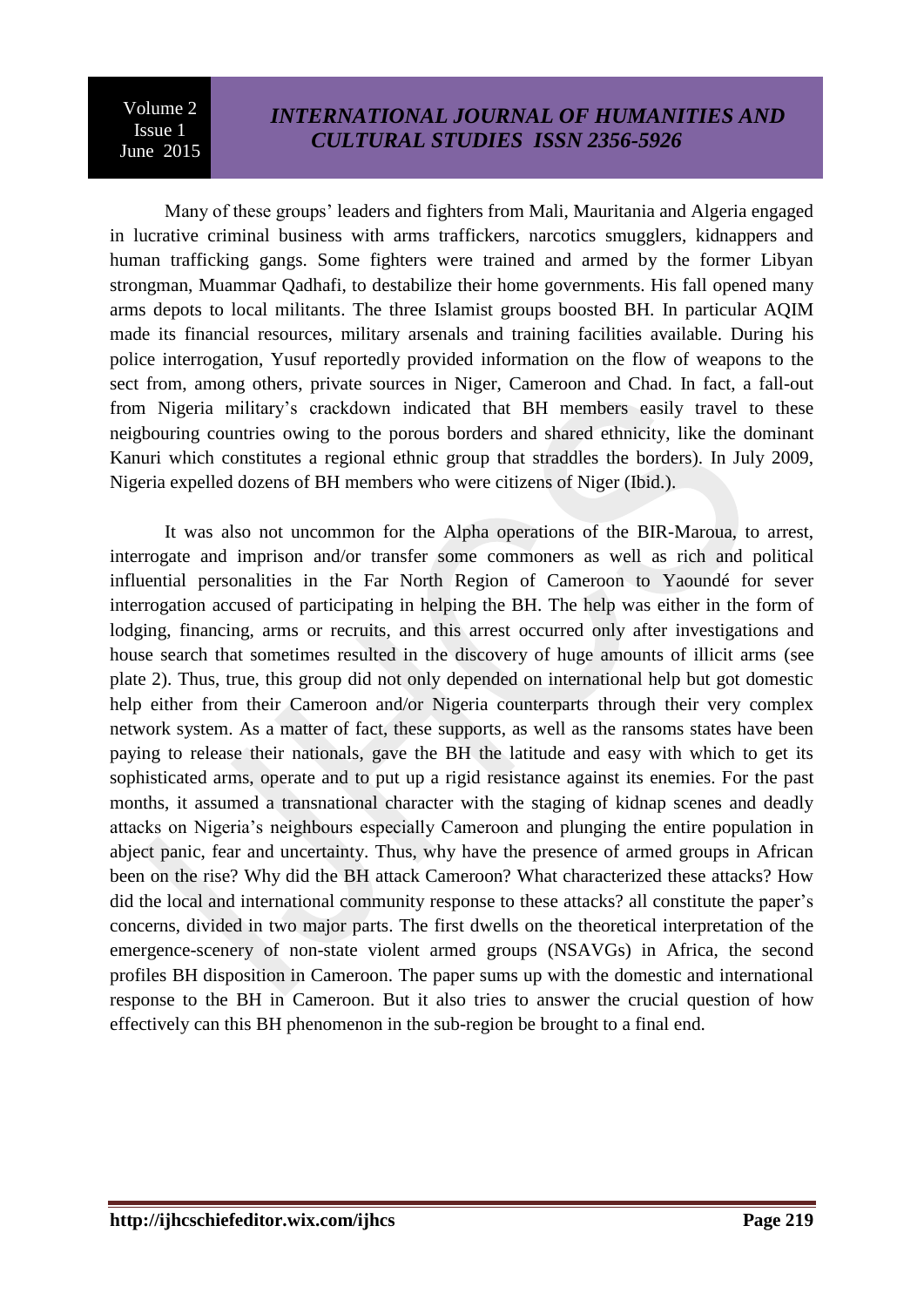Many of these groups' leaders and fighters from Mali, Mauritania and Algeria engaged in lucrative criminal business with arms traffickers, narcotics smugglers, kidnappers and human trafficking gangs. Some fighters were trained and armed by the former Libyan strongman, Muammar Qadhafi, to destabilize their home governments. His fall opened many arms depots to local militants. The three Islamist groups boosted BH. In particular AQIM made its financial resources, military arsenals and training facilities available. During his police interrogation, Yusuf reportedly provided information on the flow of weapons to the sect from, among others, private sources in Niger, Cameroon and Chad. In fact, a fall-out from Nigeria military's crackdown indicated that BH members easily travel to these neigbouring countries owing to the porous borders and shared ethnicity, like the dominant Kanuri which constitutes a regional ethnic group that straddles the borders). In July 2009, Nigeria expelled dozens of BH members who were citizens of Niger (Ibid.).

It was also not uncommon for the Alpha operations of the BIR-Maroua, to arrest, interrogate and imprison and/or transfer some commoners as well as rich and political influential personalities in the Far North Region of Cameroon to Yaoundé for sever interrogation accused of participating in helping the BH. The help was either in the form of lodging, financing, arms or recruits, and this arrest occurred only after investigations and house search that sometimes resulted in the discovery of huge amounts of illicit arms (see plate 2). Thus, true, this group did not only depended on international help but got domestic help either from their Cameroon and/or Nigeria counterparts through their very complex network system. As a matter of fact, these supports, as well as the ransoms states have been paying to release their nationals, gave the BH the latitude and easy with which to get its sophisticated arms, operate and to put up a rigid resistance against its enemies. For the past months, it assumed a transnational character with the staging of kidnap scenes and deadly attacks on Nigeria's neighbours especially Cameroon and plunging the entire population in abject panic, fear and uncertainty. Thus, why have the presence of armed groups in African been on the rise? Why did the BH attack Cameroon? What characterized these attacks? How did the local and international community response to these attacks? all constitute the paper's concerns, divided in two major parts. The first dwells on the theoretical interpretation of the emergence-scenery of non-state violent armed groups (NSAVGs) in Africa, the second profiles BH disposition in Cameroon. The paper sums up with the domestic and international response to the BH in Cameroon. But it also tries to answer the crucial question of how effectively can this BH phenomenon in the sub-region be brought to a final end.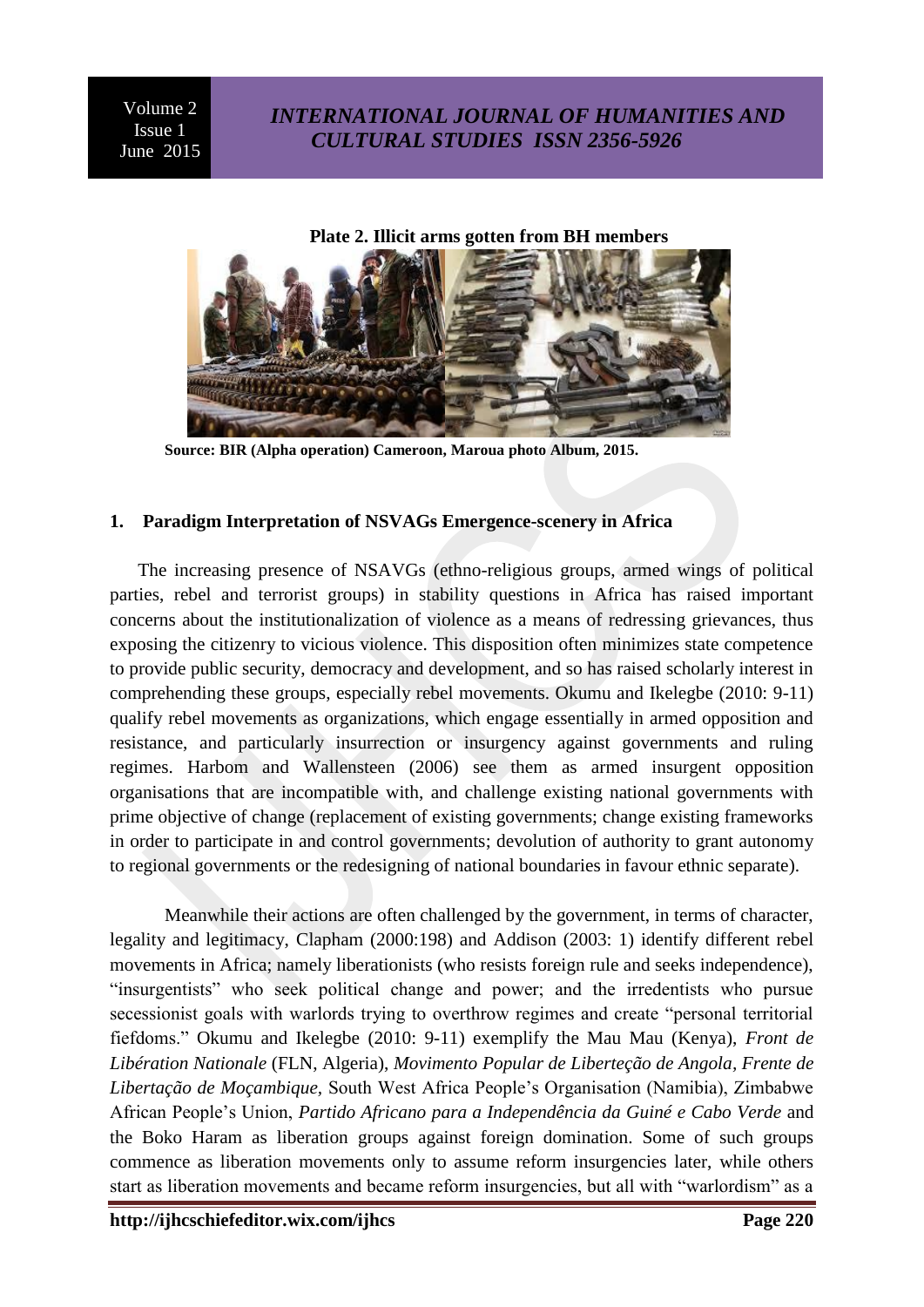**Plate 2. Illicit arms gotten from BH members**

**Source: BIR (Alpha operation) Cameroon, Maroua photo Album, 2015.**

## 1. Paradigm Interpretation of NSVAGs Emergence-scenery in Africa

The increasing presence of NSAVGs (ethno-religious groups, armed wings of political parties, rebel and terrorist groups) in stability questions in Africa has raised important concerns about the institutionalization of violence as a means of redressing grievances, thus exposing the citizenry to vicious violence. This disposition often minimizes state competence to provide public security, democracy and development, and so has raised scholarly interest in comprehending these groups, especially rebel movements. Okumu and Ikelegbe (2010: 9-11) qualify rebel movements as organizations, which engage essentially in armed opposition and resistance, and particularly insurrection or insurgency against governments and ruling regimes. Harbom and Wallensteen (2006) see them as armed insurgent opposition organisations that are incompatible with, and challenge existing national governments with prime objective of change (replacement of existing governments; change existing frameworks in order to participate in and control governments; devolution of authority to grant autonomy to regional governments or the redesigning of national boundaries in favour ethnic separate).

Meanwhile their actions are often challenged by the government, in terms of character, legality and legitimacy, Clapham (2000:198) and Addison (2003: 1) identify different rebel movements in Africa; namely liberationists (who resists foreign rule and seeks independence), "insurgentists" who seek political change and power; and the irredentists who pursue secessionist goals with warlords trying to overthrow regimes and create "personal territorial fiefdoms." Okumu and Ikelegbe (2010: 9-11) exemplify the Mau Mau (Kenya), *Front de Libération Nationale* (FLN, Algeria), *Movimento Popular de Liberteção de Angola*, *Frente de Libertação de Moçambique,* South West Africa People's Organisation (Namibia), Zimbabwe African People's Union, *Partido Africano para a Independência da Guiné e Cabo Verde* and the Boko Haram as liberation groups against foreign domination. Some of such groups commence as liberation movements only to assume reform insurgencies later, while others start as liberation movements and became reform insurgencies, but all with "warlordism" as a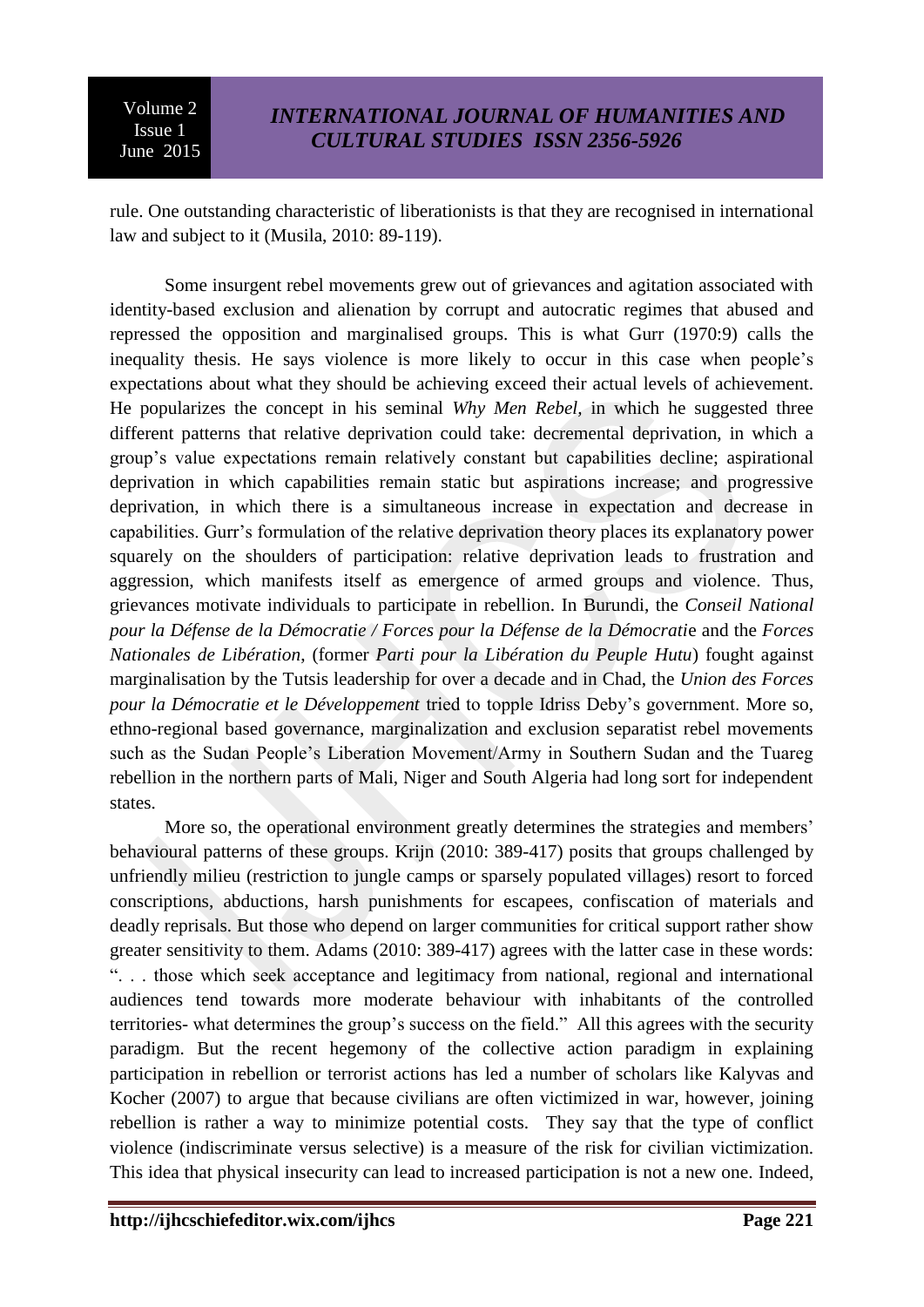rule. One outstanding characteristic of liberationists is that they are recognised in international law and subject to it (Musila, 2010: 89-119).

Some insurgent rebel movements grew out of grievances and agitation associated with identity-based exclusion and alienation by corrupt and autocratic regimes that abused and repressed the opposition and marginalised groups. This is what Gurr (1970:9) calls the inequality thesis. He says violence is more likely to occur in this case when people's expectations about what they should be achieving exceed their actual levels of achievement. He popularizes the concept in his seminal *Why Men Rebel*, in which he suggested three different patterns that relative deprivation could take: decremental deprivation, in which a group's value expectations remain relatively constant but capabilities decline; aspirational deprivation in which capabilities remain static but aspirations increase; and progressive deprivation, in which there is a simultaneous increase in expectation and decrease in capabilities. Gurr's formulation of the relative deprivation theory places its explanatory power squarely on the shoulders of participation: relative deprivation leads to frustration and aggression, which manifests itself as emergence of armed groups and violence. Thus, grievances motivate individuals to participate in rebellion. In Burundi, the *Conseil National pour la Défense de la Démocratie / Forces pour la Défense de la Démocratie* and the *Forces Nationales de Libération*, (former *Parti pour la Libération du Peuple Hutu*) fought against marginalisation by the Tutsis leadership for over a decade and in Chad, the *Union des Forces pour la Démocratie et le Développement* tried to topple Idriss Deby's government. More so, ethno-regional based governance, marginalization and exclusion separatist rebel movements such as the Sudan People's Liberation Movement/Army in Southern Sudan and the Tuareg rebellion in the northern parts of Mali, Niger and South Algeria had long sort for independent states.

More so, the operational environment greatly determines the strategies and members' behavioural patterns of these groups. Krijn (2010: 389-417) posits that groups challenged by unfriendly milieu (restriction to jungle camps or sparsely populated villages) resort to forced conscriptions, abductions, harsh punishments for escapees, confiscation of materials and deadly reprisals. But those who depend on larger communities for critical support rather show greater sensitivity to them. Adams (2010: 389-417) agrees with the latter case in these words: ". . . those which seek acceptance and legitimacy from national, regional and international audiences tend towards more moderate behaviour with inhabitants of the controlled territories- what determines the group's success on the field." All this agrees with the security paradigm. But the recent hegemony of the collective action paradigm in explaining participation in rebellion or terrorist actions has led a number of scholars like Kalyvas and Kocher (2007) to argue that because civilians are often victimized in war, however, joining rebellion is rather a way to minimize potential costs. They say that the type of conflict violence (indiscriminate versus selective) is a measure of the risk for civilian victimization. This idea that physical insecurity can lead to increased participation is not a new one. Indeed,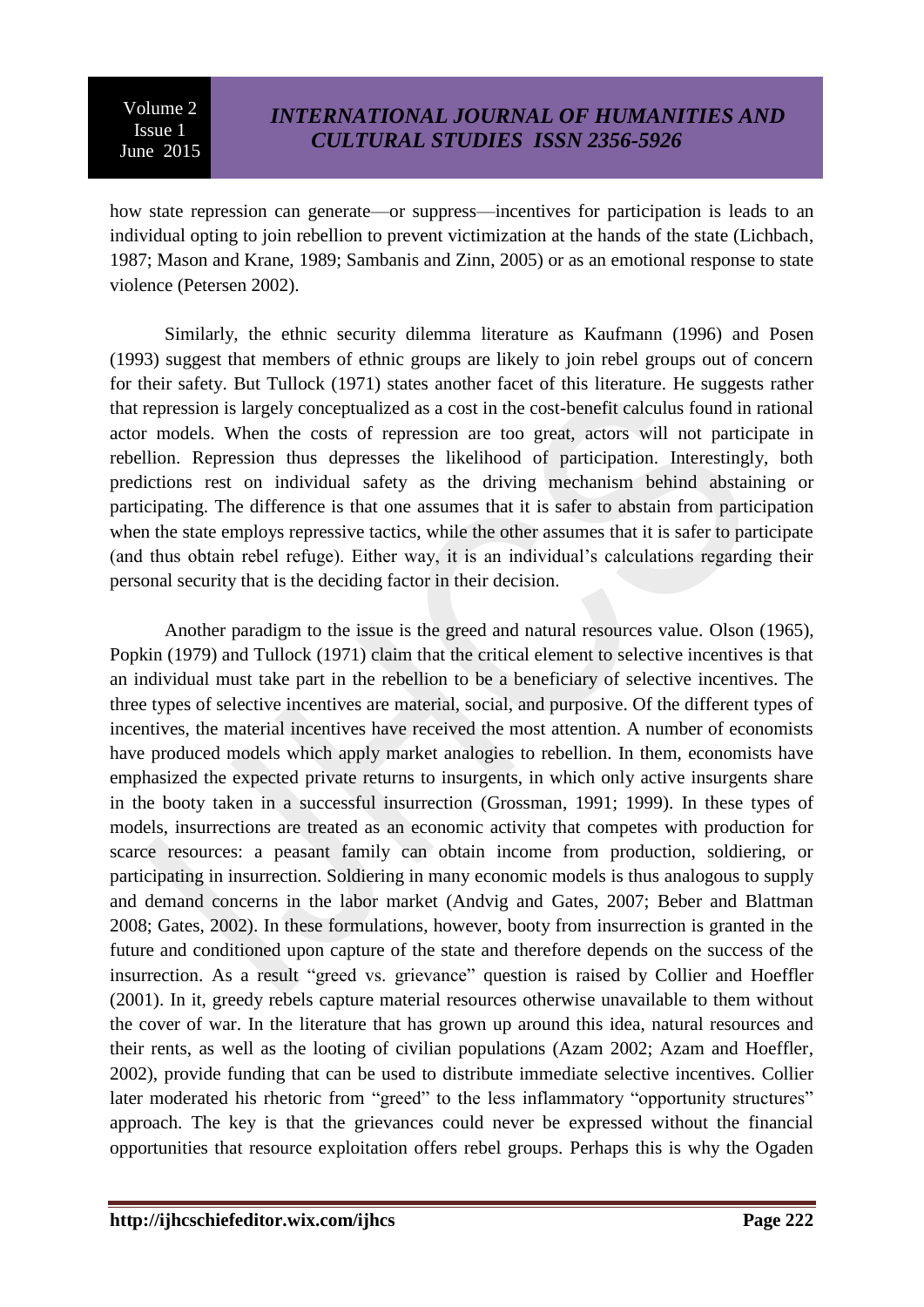how state repression can generate—or suppress—incentives for participation is leads to an individual opting to join rebellion to prevent victimization at the hands of the state (Lichbach, 1987; Mason and Krane, 1989; Sambanis and Zinn, 2005) or as an emotional response to state violence (Petersen 2002).

Similarly, the ethnic security dilemma literature as Kaufmann (1996) and Posen (1993) suggest that members of ethnic groups are likely to join rebel groups out of concern for their safety. But Tullock (1971) states another facet of this literature. He suggests rather that repression is largely conceptualized as a cost in the cost-benefit calculus found in rational actor models. When the costs of repression are too great, actors will not participate in rebellion. Repression thus depresses the likelihood of participation. Interestingly, both predictions rest on individual safety as the driving mechanism behind abstaining or participating. The difference is that one assumes that it is safer to abstain from participation when the state employs repressive tactics, while the other assumes that it is safer to participate (and thus obtain rebel refuge). Either way, it is an individual's calculations regarding their personal security that is the deciding factor in their decision.

Another paradigm to the issue is the greed and natural resources value. Olson (1965), Popkin (1979) and Tullock (1971) claim that the critical element to selective incentives is that an individual must take part in the rebellion to be a beneficiary of selective incentives. The three types of selective incentives are material, social, and purposive. Of the different types of incentives, the material incentives have received the most attention. A number of economists have produced models which apply market analogies to rebellion. In them, economists have emphasized the expected private returns to insurgents, in which only active insurgents share in the booty taken in a successful insurrection (Grossman, 1991; 1999). In these types of models, insurrections are treated as an economic activity that competes with production for scarce resources: a peasant family can obtain income from production, soldiering, or participating in insurrection. Soldiering in many economic models is thus analogous to supply and demand concerns in the labor market (Andvig and Gates, 2007; Beber and Blattman 2008; Gates, 2002). In these formulations, however, booty from insurrection is granted in the future and conditioned upon capture of the state and therefore depends on the success of the insurrection. As a result "greed vs. grievance" question is raised by Collier and Hoeffler (2001). In it, greedy rebels capture material resources otherwise unavailable to them without the cover of war. In the literature that has grown up around this idea, natural resources and their rents, as well as the looting of civilian populations (Azam 2002; Azam and Hoeffler, 2002), provide funding that can be used to distribute immediate selective incentives. Collier later moderated his rhetoric from "greed" to the less inflammatory "opportunity structures" approach. The key is that the grievances could never be expressed without the financial opportunities that resource exploitation offers rebel groups. Perhaps this is why the Ogaden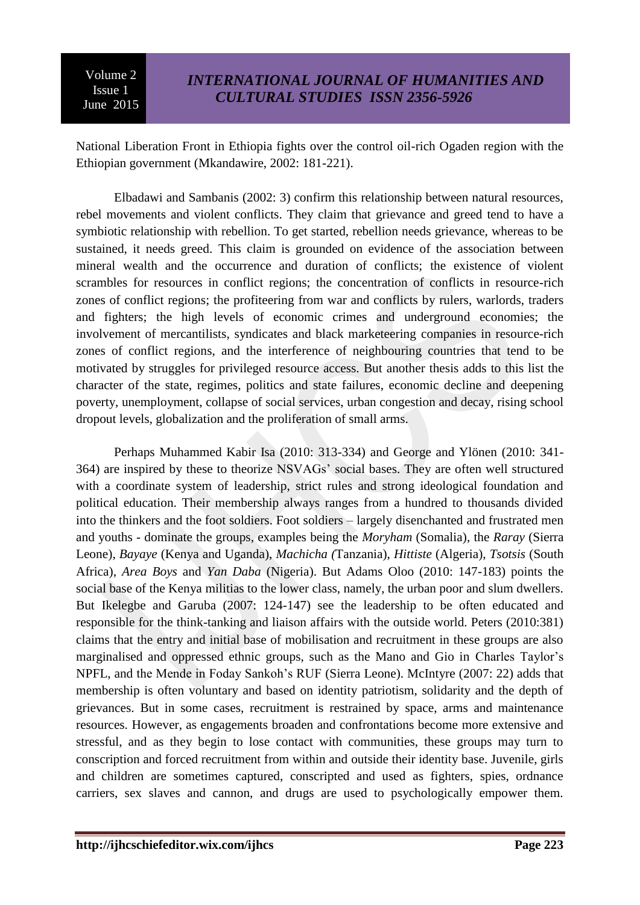National Liberation Front in Ethiopia fights over the control oil-rich Ogaden region with the Ethiopian government (Mkandawire, 2002: 181-221).

Elbadawi and Sambanis (2002: 3) confirm this relationship between natural resources, rebel movements and violent conflicts. They claim that grievance and greed tend to have a symbiotic relationship with rebellion. To get started, rebellion needs grievance, whereas to be sustained, it needs greed. This claim is grounded on evidence of the association between mineral wealth and the occurrence and duration of conflicts; the existence of violent scrambles for resources in conflict regions; the concentration of conflicts in resource-rich zones of conflict regions; the profiteering from war and conflicts by rulers, warlords, traders and fighters; the high levels of economic crimes and underground economies; the involvement of mercantilists, syndicates and black marketeering companies in resource-rich zones of conflict regions, and the interference of neighbouring countries that tend to be motivated by struggles for privileged resource access. But another thesis adds to this list the character of the state, regimes, politics and state failures, economic decline and deepening poverty, unemployment, collapse of social services, urban congestion and decay, rising school dropout levels, globalization and the proliferation of small arms.

Perhaps Muhammed Kabir Isa (2010: 313-334) and George and Ylönen (2010: 341-364) are inspired by these to theorize NSVAGs' social bases. They are often well structured with a coordinate system of leadership, strict rules and strong ideological foundation and political education. Their membership always ranges from a hundred to thousands divided into the thinkers and the foot soldiers. Foot soldiers – largely disenchanted and frustrated men and youths - dominate the groups, examples being the *Moryham* (Somalia), the *Raray* (Sierra Leone), *Bayaye* (Kenya and Uganda), *Machicha (*Tanzania), *Hittiste* (Algeria), *Tsotsis* (South Africa), *Area Boys* and *Yan Daba* (Nigeria). But Adams Oloo (2010: 147-183) points the social base of the Kenya militias to the lower class, namely, the urban poor and slum dwellers. But Ikelegbe and Garuba (2007: 124-147) see the leadership to be often educated and responsible for the think-tanking and liaison affairs with the outside world. Peters (2010:381) claims that the entry and initial base of mobilisation and recruitment in these groups are also marginalised and oppressed ethnic groups, such as the Mano and Gio in Charles Taylor's NPFL, and the Mende in Foday Sankoh's RUF (Sierra Leone). McIntyre (2007: 22) adds that membership is often voluntary and based on identity patriotism, solidarity and the depth of grievances. But in some cases, recruitment is restrained by space, arms and maintenance resources. However, as engagements broaden and confrontations become more extensive and stressful, and as they begin to lose contact with communities, these groups may turn to conscription and forced recruitment from within and outside their identity base. Juvenile, girls and children are sometimes captured, conscripted and used as fighters, spies, ordnance carriers, sex slaves and cannon, and drugs are used to psychologically empower them.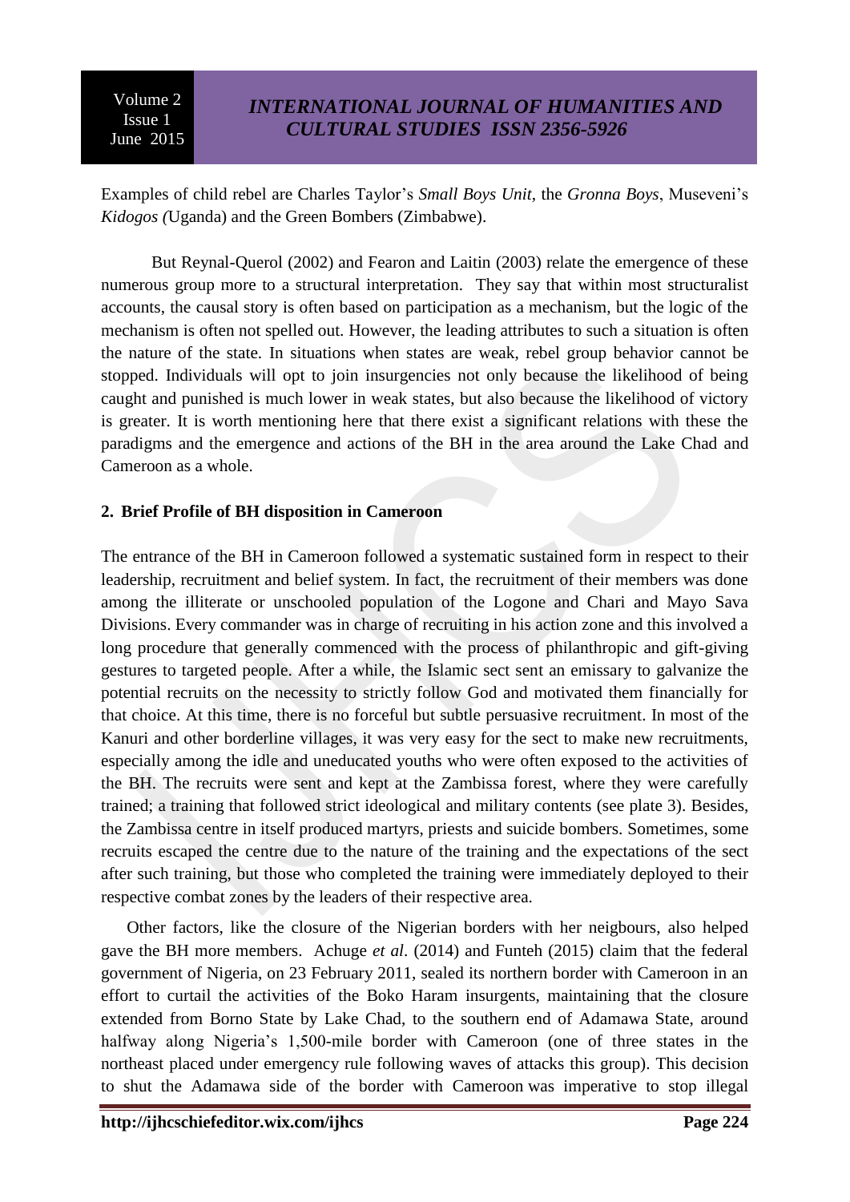Examples of child rebel are Charles Taylor's *Small Boys Unit*, the *Gronna Boys*, Museveni's *Kidogos (*Uganda) and the Green Bombers (Zimbabwe).

But Reynal-Querol (2002) and Fearon and Laitin (2003) relate the emergence of these numerous group more to a structural interpretation. They say that within most structuralist accounts, the causal story is often based on participation as a mechanism, but the logic of the mechanism is often not spelled out. However, the leading attributes to such a situation is often the nature of the state. In situations when states are weak, rebel group behavior cannot be stopped. Individuals will opt to join insurgencies not only because the likelihood of being caught and punished is much lower in weak states, but also because the likelihood of victory is greater. It is worth mentioning here that there exist a significant relations with these the paradigms and the emergence and actions of the BH in the area around the Lake Chad and Cameroon as a whole.

## 2. Brief Profile of BH disposition in Cameroon

The entrance of the BH in Cameroon followed a systematic sustained form in respect to their leadership, recruitment and belief system. In fact, the recruitment of their members was done among the illiterate or unschooled population of the Logone and Chari and Mayo Sava Divisions. Every commander was in charge of recruiting in his action zone and this involved a long procedure that generally commenced with the process of philanthropic and gift-giving gestures to targeted people. After a while, the Islamic sect sent an emissary to galvanize the potential recruits on the necessity to strictly follow God and motivated them financially for that choice. At this time, there is no forceful but subtle persuasive recruitment. In most of the Kanuri and other borderline villages, it was very easy for the sect to make new recruitments, especially among the idle and uneducated youths who were often exposed to the activities of the BH. The recruits were sent and kept at the Zambissa forest, where they were carefully trained; a training that followed strict ideological and military contents (see plate 3). Besides, the Zambissa centre in itself produced martyrs, priests and suicide bombers. Sometimes, some recruits escaped the centre due to the nature of the training and the expectations of the sect after such training, but those who completed the training were immediately deployed to their respective combat zones by the leaders of their respective area.

Other factors, like the closure of the Nigerian borders with her neigbours, also helped gave the BH more members. Achuge *et al*. (2014) and Funteh (2015) claim that the federal government of Nigeria, on 23 February 2011, sealed its northern border with Cameroon in an effort to curtail the activities of the Boko Haram insurgents, maintaining that the closure extended from Borno State by Lake Chad, to the southern end of Adamawa State, around halfway along Nigeria's 1,500-mile border with Cameroon (one of three states in the northeast placed under emergency rule following waves of attacks this group). This decision to shut the Adamawa side of the border with Cameroon was imperative to stop illegal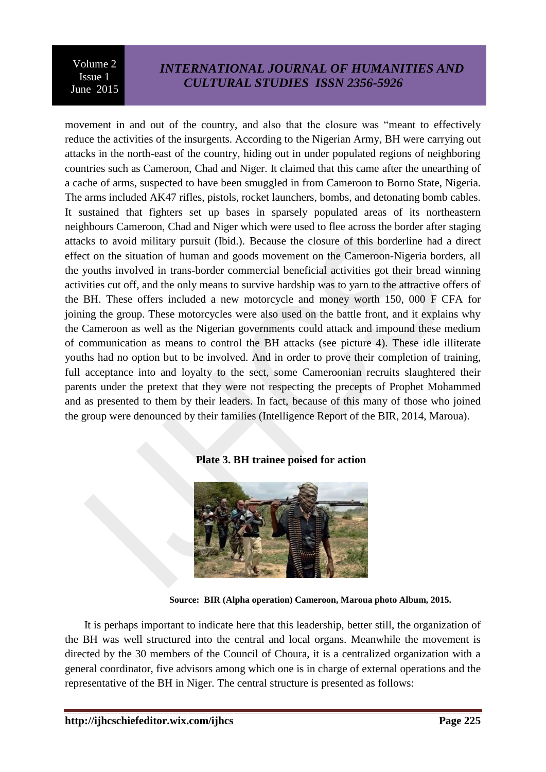movement in and out of the country, and also that the closure was "meant to effectively reduce the activities of the insurgents. According to the Nigerian Army, BH were carrying out attacks in the north-east of the country, hiding out in under populated regions of neighboring countries such as Cameroon, Chad and Niger. It claimed that this came after the unearthing of a cache of arms, suspected to have been smuggled in from Cameroon to Borno State, Nigeria. The arms included AK47 rifles, pistols, rocket launchers, bombs, and detonating bomb cables. It sustained that fighters set up bases in sparsely populated areas of its northeastern neighbours Cameroon, Chad and Niger which were used to flee across the border after staging attacks to avoid military pursuit (Ibid.). Because the closure of this borderline had a direct effect on the situation of human and goods movement on the Cameroon-Nigeria borders, all the youths involved in trans-border commercial beneficial activities got their bread winning activities cut off, and the only means to survive hardship was to yarn to the attractive offers of the BH. These offers included a new motorcycle and money worth 150, 000 F CFA for joining the group. These motorcycles were also used on the battle front, and it explains why the Cameroon as well as the Nigerian governments could attack and impound these medium of communication as means to control the BH attacks (see picture 4). These idle illiterate youths had no option but to be involved. And in order to prove their completion of training, full acceptance into and loyalty to the sect, some Cameroonian recruits slaughtered their parents under the pretext that they were not respecting the precepts of Prophet Mohammed and as presented to them by their leaders. In fact, because of this many of those who joined the group were denounced by their families (Intelligence Report of the BIR, 2014, Maroua).

**Plate 3. BH trainee poised for action**

**Source: BIR (Alpha operation) Cameroon, Maroua photo Album, 2015.**

It is perhaps important to indicate here that this leadership, better still, the organization of the BH was well structured into the central and local organs. Meanwhile the movement is directed by the 30 members of the Council of Choura, it is a centralized organization with a general coordinator, five advisors among which one is in charge of external operations and the representative of the BH in Niger. The central structure is presented as follows: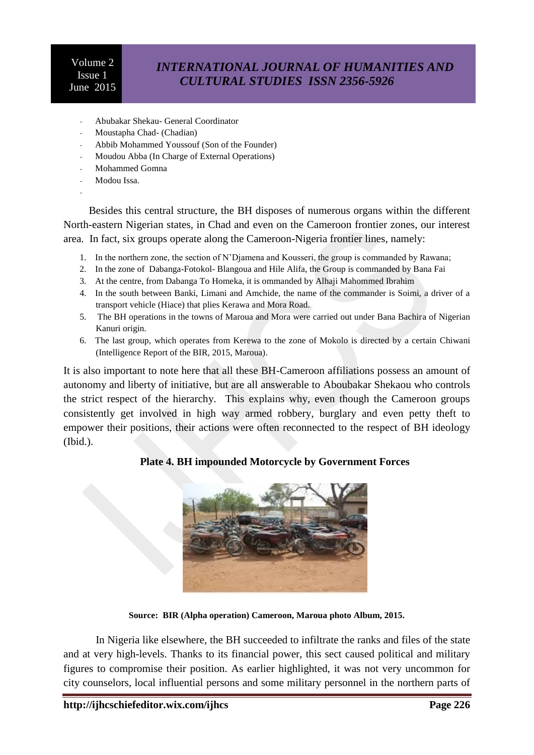- Abubakar Shekau- General Coordinator
- Moustapha Chad- (Chadian)
- Abbib Mohammed Youssouf (Son of the Founder)
- Moudou Abba (In Charge of External Operations)
- Mohammed Gomna
- Modou Issa.

Besides this central structure, the BH disposes of numerous organs within the different North-eastern Nigerian states, in Chad and even on the Cameroon frontier zones, our interest area. In fact, six groups operate along the Cameroon-Nigeria frontier lines, namely:

1. In the northern zone, the section of N'Djamena and Kousseri, the group is commanded by Rawana;
2. In the zone of Dabanga-Fotokol- Blangoua and Hile Alifa, the Group is commanded by Bana Fai
3. At the centre, from Dabanga To Homeka, it is ommanded by Alhaji Mahommed Ibrahim
4. In the south between Banki, Limani and Amchide, the name of the commander is Soimi, a driver of a transport vehicle (Hiace) that plies Kerawa and Mora Road.
5. The BH operations in the towns of Maroua and Mora were carried out under Bana Bachira of Nigerian Kanuri origin.
6. The last group, which operates from Kerewa to the zone of Mokolo is directed by a certain Chiwani (Intelligence Report of the BIR, 2015, Maroua).

It is also important to note here that all these BH-Cameroon affiliations possess an amount of autonomy and liberty of initiative, but are all answerable to Aboubakar Shekaou who controls the strict respect of the hierarchy. This explains why, even though the Cameroon groups consistently get involved in high way armed robbery, burglary and even petty theft to empower their positions, their actions were often reconnected to the respect of BH ideology (Ibid.).

**Plate 4. BH impounded Motorcycle by Government Forces**

**Source: BIR (Alpha operation) Cameroon, Maroua photo Album, 2015.**

In Nigeria like elsewhere, the BH succeeded to infiltrate the ranks and files of the state and at very high-levels. Thanks to its financial power, this sect caused political and military figures to compromise their position. As earlier highlighted, it was not very uncommon for city counselors, local influential persons and some military personnel in the northern parts of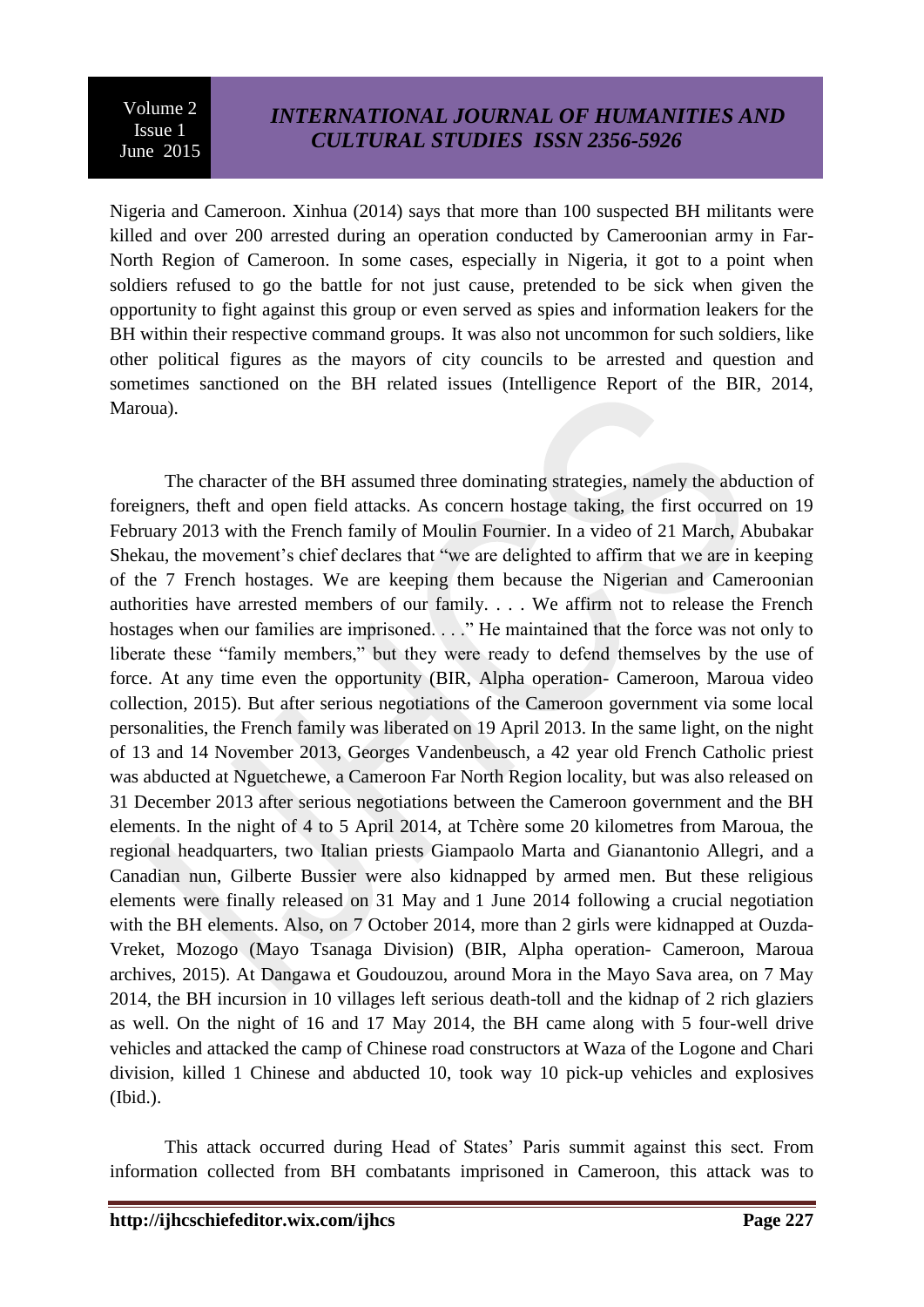Nigeria and Cameroon. Xinhua (2014) says that more than 100 suspected BH militants were killed and over 200 arrested during an operation conducted by Cameroonian army in Far-North Region of Cameroon. In some cases, especially in Nigeria, it got to a point when soldiers refused to go the battle for not just cause, pretended to be sick when given the opportunity to fight against this group or even served as spies and information leakers for the BH within their respective command groups. It was also not uncommon for such soldiers, like other political figures as the mayors of city councils to be arrested and question and sometimes sanctioned on the BH related issues (Intelligence Report of the BIR, 2014, Maroua).

The character of the BH assumed three dominating strategies, namely the abduction of foreigners, theft and open field attacks. As concern hostage taking, the first occurred on 19 February 2013 with the French family of Moulin Fournier. In a video of 21 March, Abubakar Shekau, the movement's chief declares that "we are delighted to affirm that we are in keeping of the 7 French hostages. We are keeping them because the Nigerian and Cameroonian authorities have arrested members of our family. . . . We affirm not to release the French hostages when our families are imprisoned. . . ." He maintained that the force was not only to liberate these "family members," but they were ready to defend themselves by the use of force. At any time even the opportunity (BIR, Alpha operation- Cameroon, Maroua video collection, 2015). But after serious negotiations of the Cameroon government via some local personalities, the French family was liberated on 19 April 2013. In the same light, on the night of 13 and 14 November 2013, Georges Vandenbeusch, a 42 year old French Catholic priest was abducted at Nguetchewe, a Cameroon Far North Region locality, but was also released on 31 December 2013 after serious negotiations between the Cameroon government and the BH elements. In the night of 4 to 5 April 2014, at Tchère some 20 kilometres from Maroua, the regional headquarters, two Italian priests Giampaolo Marta and Gianantonio Allegri, and a Canadian nun, Gilberte Bussier were also kidnapped by armed men. But these religious elements were finally released on 31 May and 1 June 2014 following a crucial negotiation with the BH elements. Also, on 7 October 2014, more than 2 girls were kidnapped at Ouzda-Vreket, Mozogo (Mayo Tsanaga Division) (BIR, Alpha operation- Cameroon, Maroua archives, 2015). At Dangawa et Goudouzou, around Mora in the Mayo Sava area, on 7 May 2014, the BH incursion in 10 villages left serious death-toll and the kidnap of 2 rich glaziers as well. On the night of 16 and 17 May 2014, the BH came along with 5 four-well drive vehicles and attacked the camp of Chinese road constructors at Waza of the Logone and Chari division, killed 1 Chinese and abducted 10, took way 10 pick-up vehicles and explosives (Ibid.).

This attack occurred during Head of States' Paris summit against this sect. From information collected from BH combatants imprisoned in Cameroon, this attack was to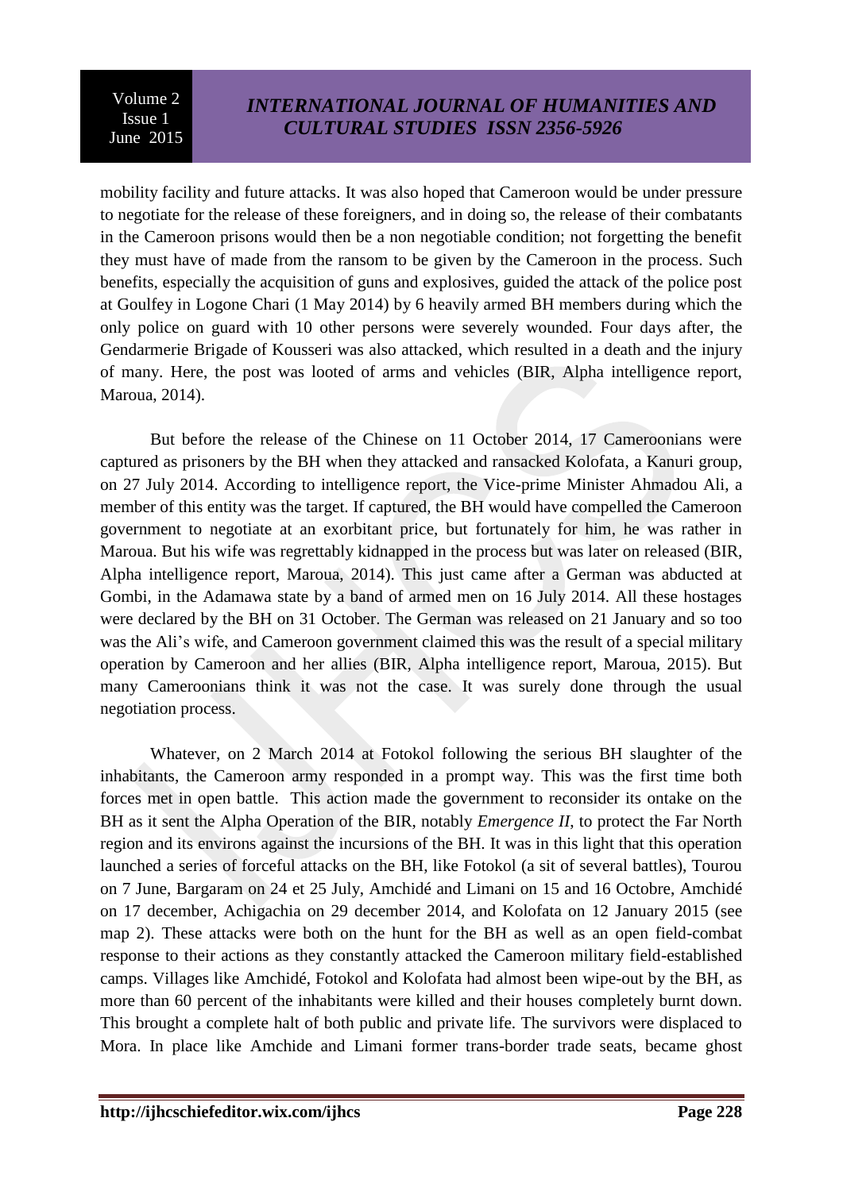mobility facility and future attacks. It was also hoped that Cameroon would be under pressure to negotiate for the release of these foreigners, and in doing so, the release of their combatants in the Cameroon prisons would then be a non negotiable condition; not forgetting the benefit they must have of made from the ransom to be given by the Cameroon in the process. Such benefits, especially the acquisition of guns and explosives, guided the attack of the police post at Goulfey in Logone Chari (1 May 2014) by 6 heavily armed BH members during which the only police on guard with 10 other persons were severely wounded. Four days after, the Gendarmerie Brigade of Kousseri was also attacked, which resulted in a death and the injury of many. Here, the post was looted of arms and vehicles (BIR, Alpha intelligence report, Maroua, 2014).

But before the release of the Chinese on 11 October 2014, 17 Cameroonians were captured as prisoners by the BH when they attacked and ransacked Kolofata, a Kanuri group, on 27 July 2014. According to intelligence report, the Vice-prime Minister Ahmadou Ali, a member of this entity was the target. If captured, the BH would have compelled the Cameroon government to negotiate at an exorbitant price, but fortunately for him, he was rather in Maroua. But his wife was regrettably kidnapped in the process but was later on released (BIR, Alpha intelligence report, Maroua, 2014). This just came after a German was abducted at Gombi, in the Adamawa state by a band of armed men on 16 July 2014. All these hostages were declared by the BH on 31 October. The German was released on 21 January and so too was the Ali's wife, and Cameroon government claimed this was the result of a special military operation by Cameroon and her allies (BIR, Alpha intelligence report, Maroua, 2015). But many Cameroonians think it was not the case. It was surely done through the usual negotiation process.

Whatever, on 2 March 2014 at Fotokol following the serious BH slaughter of the inhabitants, the Cameroon army responded in a prompt way. This was the first time both forces met in open battle. This action made the government to reconsider its ontake on the BH as it sent the Alpha Operation of the BIR, notably *Emergence II*, to protect the Far North region and its environs against the incursions of the BH. It was in this light that this operation launched a series of forceful attacks on the BH, like Fotokol (a sit of several battles), Tourou on 7 June, Bargaram on 24 et 25 July, Amchidé and Limani on 15 and 16 Octobre, Amchidé on 17 december, Achigachia on 29 december 2014, and Kolofata on 12 January 2015 (see map 2). These attacks were both on the hunt for the BH as well as an open field-combat response to their actions as they constantly attacked the Cameroon military field-established camps. Villages like Amchidé, Fotokol and Kolofata had almost been wipe-out by the BH, as more than 60 percent of the inhabitants were killed and their houses completely burnt down. This brought a complete halt of both public and private life. The survivors were displaced to Mora. In place like Amchide and Limani former trans-border trade seats, became ghost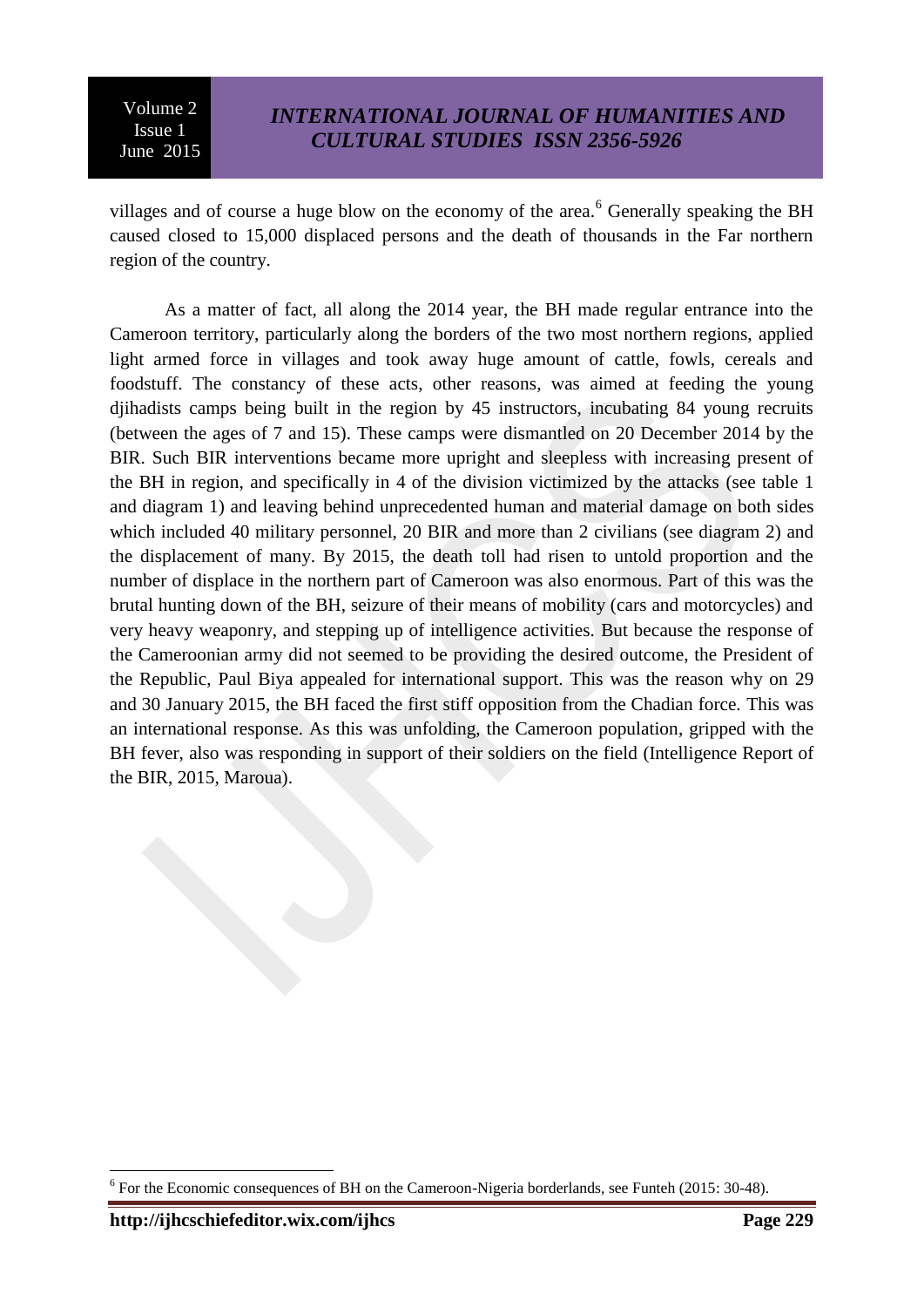villages and of course a huge blow on the economy of the area.[6] Generally speaking the BH caused closed to 15,000 displaced persons and the death of thousands in the Far northern region of the country.

As a matter of fact, all along the 2014 year, the BH made regular entrance into the Cameroon territory, particularly along the borders of the two most northern regions, applied light armed force in villages and took away huge amount of cattle, fowls, cereals and foodstuff. The constancy of these acts, other reasons, was aimed at feeding the young djihadists camps being built in the region by 45 instructors, incubating 84 young recruits (between the ages of 7 and 15). These camps were dismantled on 20 December 2014 by the BIR. Such BIR interventions became more upright and sleepless with increasing present of the BH in region, and specifically in 4 of the division victimized by the attacks (see table 1 and diagram 1) and leaving behind unprecedented human and material damage on both sides which included 40 military personnel, 20 BIR and more than 2 civilians (see diagram 2) and the displacement of many. By 2015, the death toll had risen to untold proportion and the number of displace in the northern part of Cameroon was also enormous. Part of this was the brutal hunting down of the BH, seizure of their means of mobility (cars and motorcycles) and very heavy weaponry, and stepping up of intelligence activities. But because the response of the Cameroonian army did not seemed to be providing the desired outcome, the President of the Republic, Paul Biya appealed for international support. This was the reason why on 29 and 30 January 2015, the BH faced the first stiff opposition from the Chadian force. This was an international response. As this was unfolding, the Cameroon population, gripped with the BH fever, also was responding in support of their soldiers on the field (Intelligence Report of the BIR, 2015, Maroua).

---

[6] For the Economic consequences of BH on the Cameroon-Nigeria borderlands, see Funteh (2015: 30-48).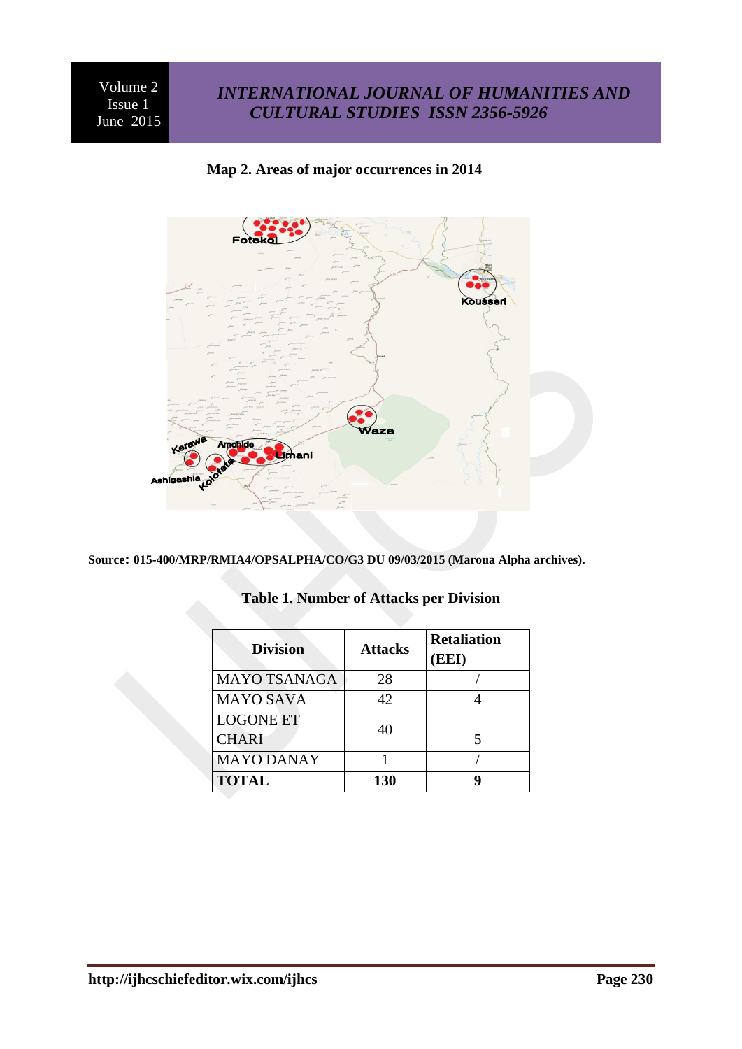**Map 2. Areas of major occurrences in 2014**

**Source: 015-400/MRP/RMIA4/OPSALPHA/CO/G3 DU 09/03/2015 (Maroua Alpha archives).**

**Table 1. Number of Attacks per Division**

| Division | Attacks | Retaliation (EEI) |
|---|---|---|
| MAYO TSANAGA | 28 | / |
| MAYO SAVA | 42 | 4 |
| LOGONE ET CHARI | 40 | 5 |
| MAYO DANAY | 1 | / |
| **TOTAL** | **130** | **9** |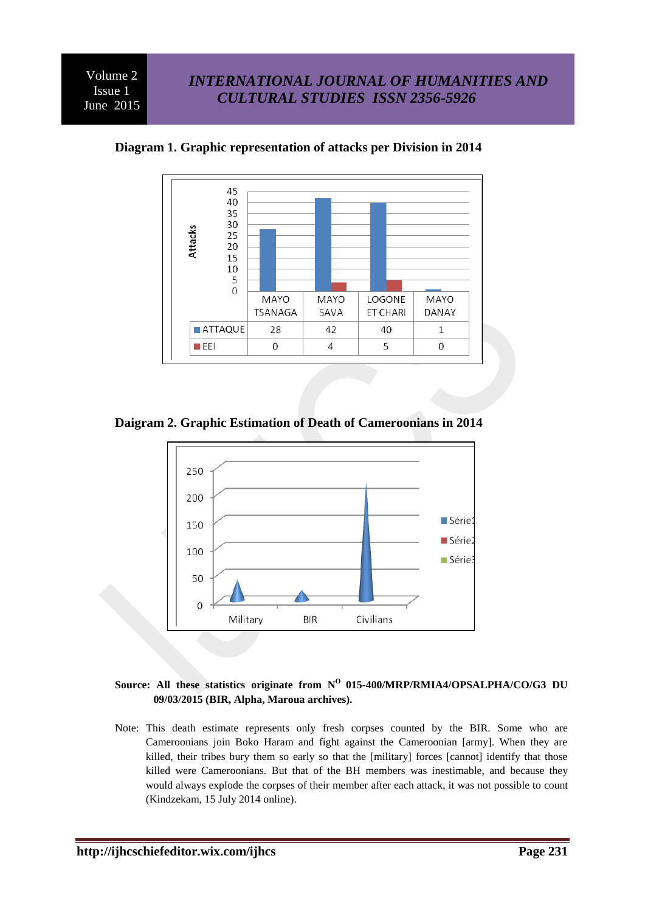**Diagram 1. Graphic representation of attacks per Division in 2014**

|  | MAYO TSANAGA | MAYO SAVA | LOGONE ET CHARI | MAYO DANAY |
|---|---|---|---|---|
| ATTAQUE | 28 | 42 | 40 | 1 |
| EEI | 0 | 4 | 5 | 0 |

**Daigram 2. Graphic Estimation of Death of Cameroonians in 2014**

**Source: All these statistics originate from N^O 015-400/MRP/RMIA4/OPSALPHA/CO/G3 DU 09/03/2015 (BIR, Alpha, Maroua archives).**

Note: This death estimate represents only fresh corpses counted by the BIR. Some who are Cameroonians join Boko Haram and fight against the Cameroonian [army]. When they are killed, their tribes bury them so early so that the [military] forces [cannot] identify that those killed were Cameroonians. But that of the BH members was inestimable, and because they would always explode the corpses of their member after each attack, it was not possible to count (Kindzekam, 15 July 2014 online).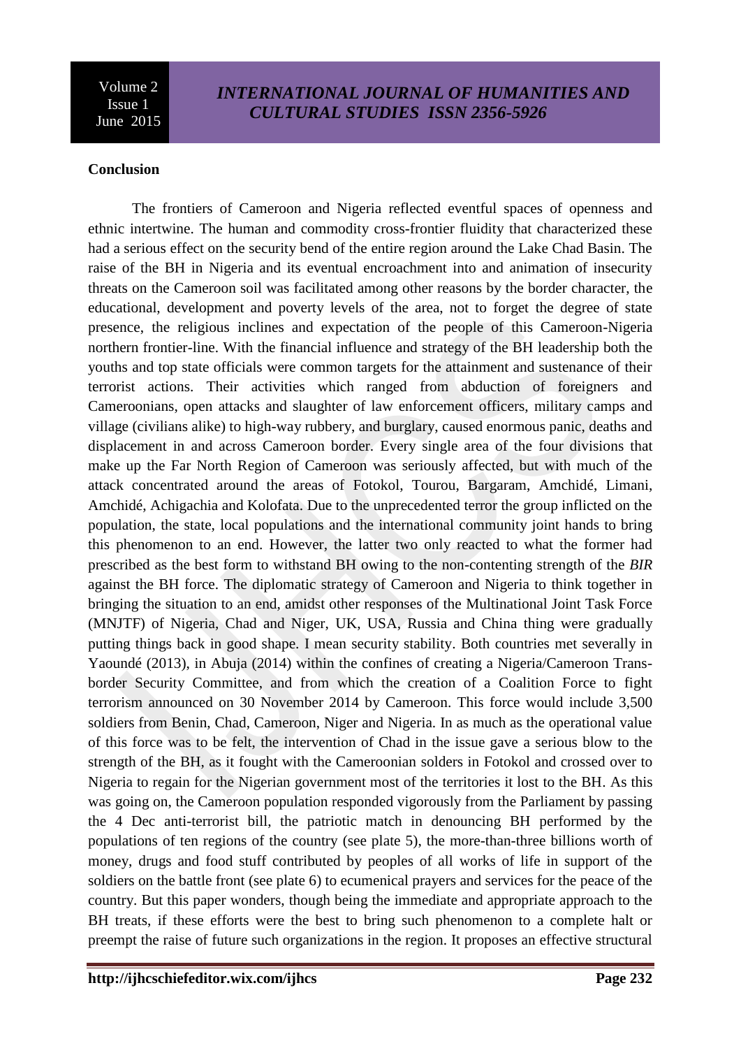**Conclusion**

The frontiers of Cameroon and Nigeria reflected eventful spaces of openness and ethnic intertwine. The human and commodity cross-frontier fluidity that characterized these had a serious effect on the security bend of the entire region around the Lake Chad Basin. The raise of the BH in Nigeria and its eventual encroachment into and animation of insecurity threats on the Cameroon soil was facilitated among other reasons by the border character, the educational, development and poverty levels of the area, not to forget the degree of state presence, the religious inclines and expectation of the people of this Cameroon-Nigeria northern frontier-line. With the financial influence and strategy of the BH leadership both the youths and top state officials were common targets for the attainment and sustenance of their terrorist actions. Their activities which ranged from abduction of foreigners and Cameroonians, open attacks and slaughter of law enforcement officers, military camps and village (civilians alike) to high-way rubbery, and burglary, caused enormous panic, deaths and displacement in and across Cameroon border. Every single area of the four divisions that make up the Far North Region of Cameroon was seriously affected, but with much of the attack concentrated around the areas of Fotokol, Tourou, Bargaram, Amchidé, Limani, Amchidé, Achigachia and Kolofata. Due to the unprecedented terror the group inflicted on the population, the state, local populations and the international community joint hands to bring this phenomenon to an end. However, the latter two only reacted to what the former had prescribed as the best form to withstand BH owing to the non-contenting strength of the *BIR* against the BH force. The diplomatic strategy of Cameroon and Nigeria to think together in bringing the situation to an end, amidst other responses of the Multinational Joint Task Force (MNJTF) of Nigeria, Chad and Niger, UK, USA, Russia and China thing were gradually putting things back in good shape. I mean security stability. Both countries met severally in Yaoundé (2013), in Abuja (2014) within the confines of creating a Nigeria/Cameroon Trans-border Security Committee, and from which the creation of a Coalition Force to fight terrorism announced on 30 November 2014 by Cameroon. This force would include 3,500 soldiers from Benin, Chad, Cameroon, Niger and Nigeria. In as much as the operational value of this force was to be felt, the intervention of Chad in the issue gave a serious blow to the strength of the BH, as it fought with the Cameroonian solders in Fotokol and crossed over to Nigeria to regain for the Nigerian government most of the territories it lost to the BH. As this was going on, the Cameroon population responded vigorously from the Parliament by passing the 4 Dec anti-terrorist bill, the patriotic match in denouncing BH performed by the populations of ten regions of the country (see plate 5), the more-than-three billions worth of money, drugs and food stuff contributed by peoples of all works of life in support of the soldiers on the battle front (see plate 6) to ecumenical prayers and services for the peace of the country. But this paper wonders, though being the immediate and appropriate approach to the BH treats, if these efforts were the best to bring such phenomenon to a complete halt or preempt the raise of future such organizations in the region. It proposes an effective structural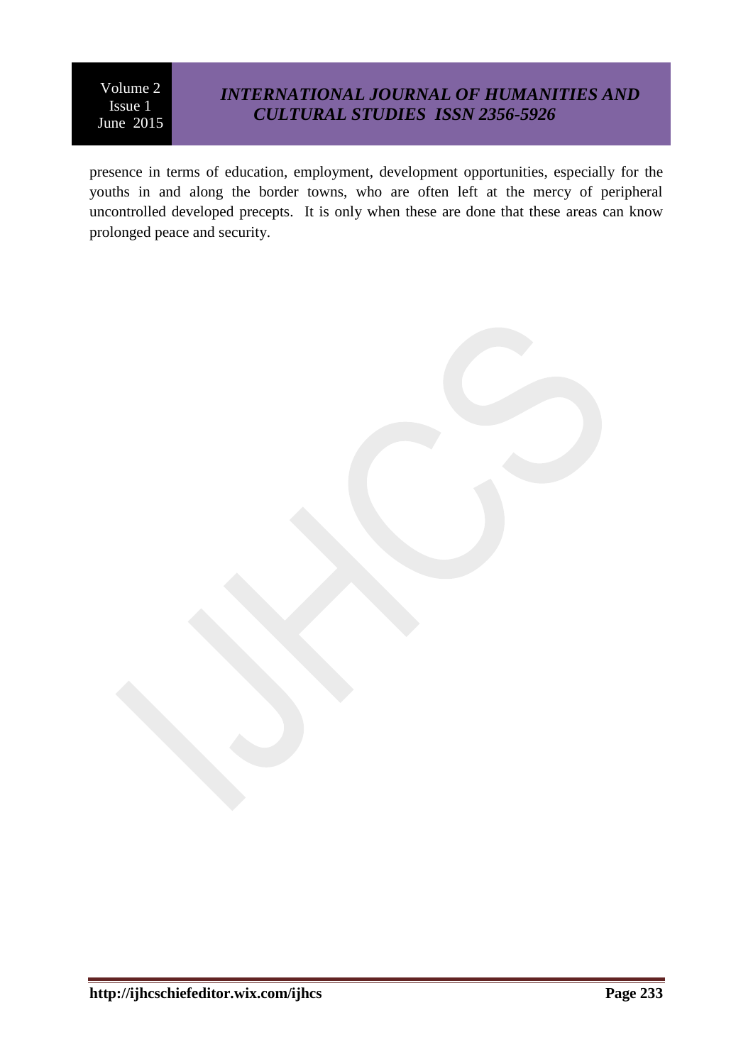presence in terms of education, employment, development opportunities, especially for the youths in and along the border towns, who are often left at the mercy of peripheral uncontrolled developed precepts. It is only when these are done that these areas can know prolonged peace and security.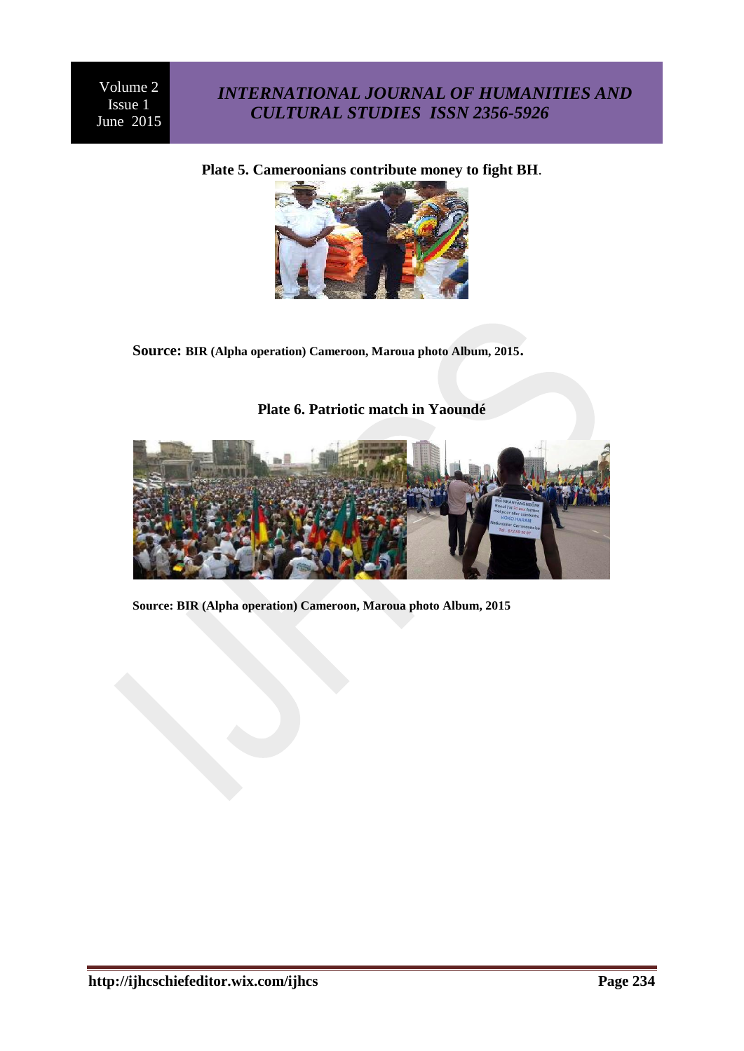**Plate 5. Cameroonians contribute money to fight BH**.

**Source:** **BIR (Alpha operation) Cameroon, Maroua photo Album, 2015.**

**Plate 6. Patriotic match in Yaoundé**

**Source: BIR (Alpha operation) Cameroon, Maroua photo Album, 2015**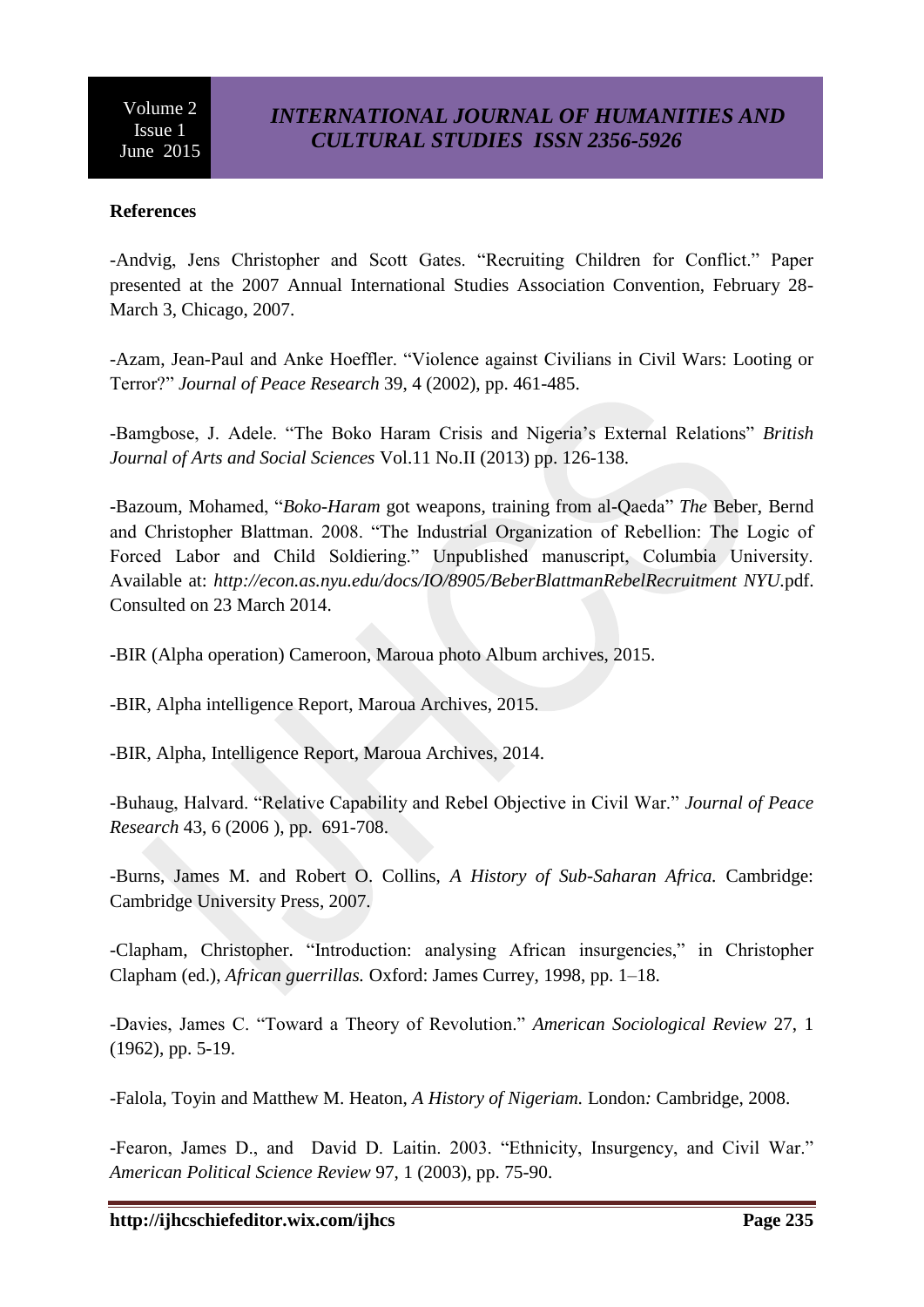**References**

-Andvig, Jens Christopher and Scott Gates. "Recruiting Children for Conflict." Paper presented at the 2007 Annual International Studies Association Convention, February 28-March 3, Chicago, 2007.

-Azam, Jean-Paul and Anke Hoeffler. "Violence against Civilians in Civil Wars: Looting or Terror?" *Journal of Peace Research* 39, 4 (2002), pp. 461-485.

-Bamgbose, J. Adele. "The Boko Haram Crisis and Nigeria's External Relations" *British Journal of Arts and Social Sciences* Vol.11 No.II (2013) pp. 126-138.

-Bazoum, Mohamed, "*Boko-Haram* got weapons, training from al-Qaeda" *The* Beber, Bernd and Christopher Blattman. 2008. "The Industrial Organization of Rebellion: The Logic of Forced Labor and Child Soldiering." Unpublished manuscript, Columbia University. Available at: *http://econ.as.nyu.edu/docs/IO/8905/BeberBlattmanRebelRecruitment NYU*.pdf. Consulted on 23 March 2014.

-BIR (Alpha operation) Cameroon, Maroua photo Album archives, 2015.

-BIR, Alpha intelligence Report, Maroua Archives, 2015.

-BIR, Alpha, Intelligence Report, Maroua Archives, 2014.

-Buhaug, Halvard. "Relative Capability and Rebel Objective in Civil War." *Journal of Peace Research* 43, 6 (2006 ), pp. 691-708.

-Burns, James M. and Robert O. Collins, *A History of Sub-Saharan Africa.* Cambridge: Cambridge University Press, 2007.

-Clapham, Christopher. "Introduction: analysing African insurgencies," in Christopher Clapham (ed.), *African guerrillas.* Oxford: James Currey, 1998, pp. 1–18.

-Davies, James C. "Toward a Theory of Revolution." *American Sociological Review* 27, 1 (1962), pp. 5-19.

-Falola, Toyin and Matthew M. Heaton, *A History of Nigeriam.* London*:* Cambridge, 2008.

-Fearon, James D., and David D. Laitin. 2003. "Ethnicity, Insurgency, and Civil War." *American Political Science Review* 97, 1 (2003), pp. 75-90.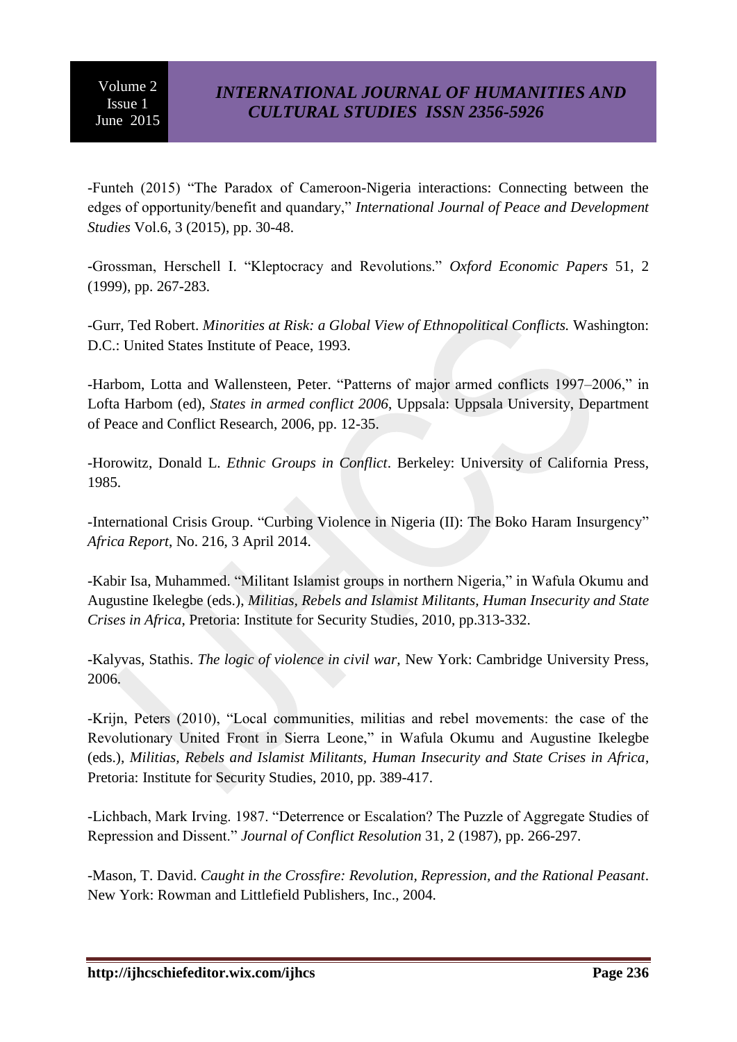-Funteh (2015) "The Paradox of Cameroon-Nigeria interactions: Connecting between the edges of opportunity/benefit and quandary," *International Journal of Peace and Development Studies* Vol.6, 3 (2015), pp. 30-48.

-Grossman, Herschell I. "Kleptocracy and Revolutions." *Oxford Economic Papers* 51, 2 (1999), pp. 267-283.

-Gurr, Ted Robert. *Minorities at Risk: a Global View of Ethnopolitical Conflicts.* Washington: D.C.: United States Institute of Peace, 1993.

-Harbom, Lotta and Wallensteen, Peter. "Patterns of major armed conflicts 1997–2006," in Lofta Harbom (ed), *States in armed conflict 2006*, Uppsala: Uppsala University, Department of Peace and Conflict Research, 2006, pp. 12-35.

-Horowitz, Donald L. *Ethnic Groups in Conflict*. Berkeley: University of California Press, 1985.

-International Crisis Group. "Curbing Violence in Nigeria (II): The Boko Haram Insurgency" *Africa Report*, No. 216, 3 April 2014.

-Kabir Isa, Muhammed. "Militant Islamist groups in northern Nigeria," in Wafula Okumu and Augustine Ikelegbe (eds.), *Militias, Rebels and Islamist Militants, Human Insecurity and State Crises in Africa*, Pretoria: Institute for Security Studies, 2010, pp.313-332.

-Kalyvas, Stathis. *The logic of violence in civil war*, New York: Cambridge University Press, 2006.

-Krijn, Peters (2010), "Local communities, militias and rebel movements: the case of the Revolutionary United Front in Sierra Leone," in Wafula Okumu and Augustine Ikelegbe (eds.), *Militias, Rebels and Islamist Militants, Human Insecurity and State Crises in Africa*, Pretoria: Institute for Security Studies, 2010, pp. 389-417.

-Lichbach, Mark Irving. 1987. "Deterrence or Escalation? The Puzzle of Aggregate Studies of Repression and Dissent." *Journal of Conflict Resolution* 31, 2 (1987), pp. 266-297.

-Mason, T. David. *Caught in the Crossfire: Revolution, Repression, and the Rational Peasant*. New York: Rowman and Littlefield Publishers, Inc., 2004.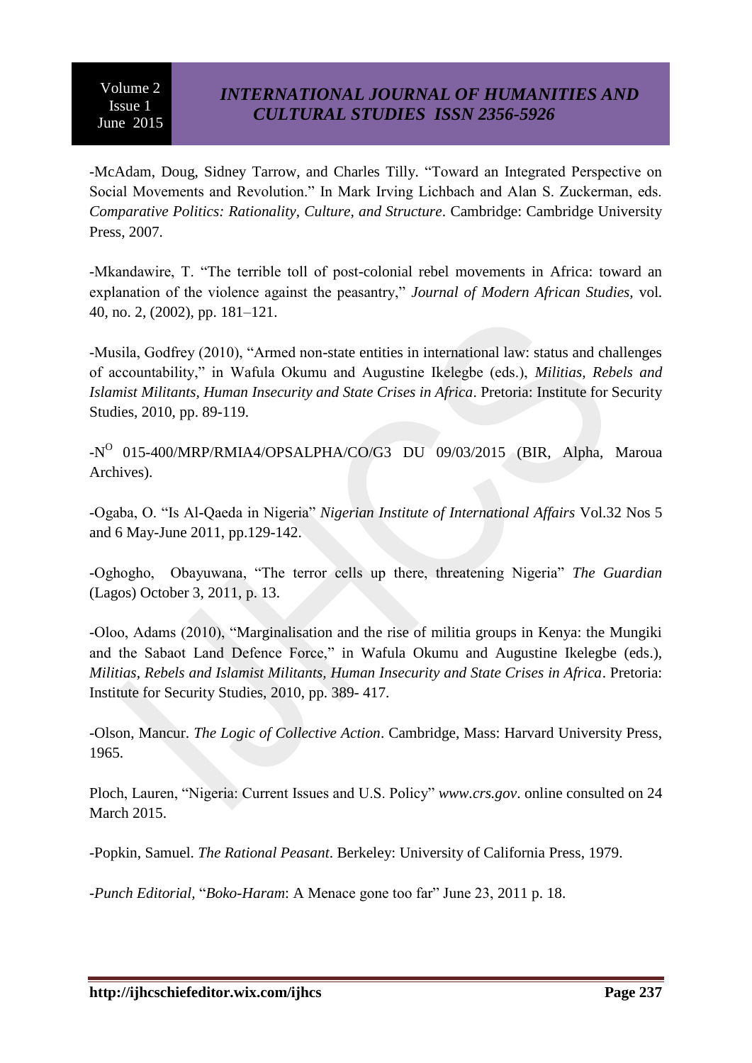-McAdam, Doug, Sidney Tarrow, and Charles Tilly. "Toward an Integrated Perspective on Social Movements and Revolution." In Mark Irving Lichbach and Alan S. Zuckerman, eds. *Comparative Politics: Rationality, Culture, and Structure*. Cambridge: Cambridge University Press, 2007.

-Mkandawire, T. "The terrible toll of post-colonial rebel movements in Africa: toward an explanation of the violence against the peasantry," *Journal of Modern African Studies*, vol. 40, no. 2, (2002), pp. 181–121.

-Musila, Godfrey (2010), "Armed non-state entities in international law: status and challenges of accountability," in Wafula Okumu and Augustine Ikelegbe (eds.), *Militias, Rebels and Islamist Militants, Human Insecurity and State Crises in Africa*. Pretoria: Institute for Security Studies, 2010, pp. 89-119.

-N[O] 015-400/MRP/RMIA4/OPSALPHA/CO/G3 DU 09/03/2015 (BIR, Alpha, Maroua Archives).

-Ogaba, O. "Is Al-Qaeda in Nigeria" *Nigerian Institute of International Affairs* Vol.32 Nos 5 and 6 May-June 2011, pp.129-142.

-Oghogho, Obayuwana, "The terror cells up there, threatening Nigeria" *The Guardian* (Lagos) October 3, 2011, p. 13.

-Oloo, Adams (2010), "Marginalisation and the rise of militia groups in Kenya: the Mungiki and the Sabaot Land Defence Force," in Wafula Okumu and Augustine Ikelegbe (eds.), *Militias, Rebels and Islamist Militants, Human Insecurity and State Crises in Africa*. Pretoria: Institute for Security Studies, 2010, pp. 389- 417.

-Olson, Mancur. *The Logic of Collective Action*. Cambridge, Mass: Harvard University Press, 1965.

Ploch, Lauren, "Nigeria: Current Issues and U.S. Policy" *www.crs.gov*. online consulted on 24 March 2015.

-Popkin, Samuel. *The Rational Peasant*. Berkeley: University of California Press, 1979.

-*Punch Editorial*, "*Boko-Haram*: A Menace gone too far" June 23, 2011 p. 18.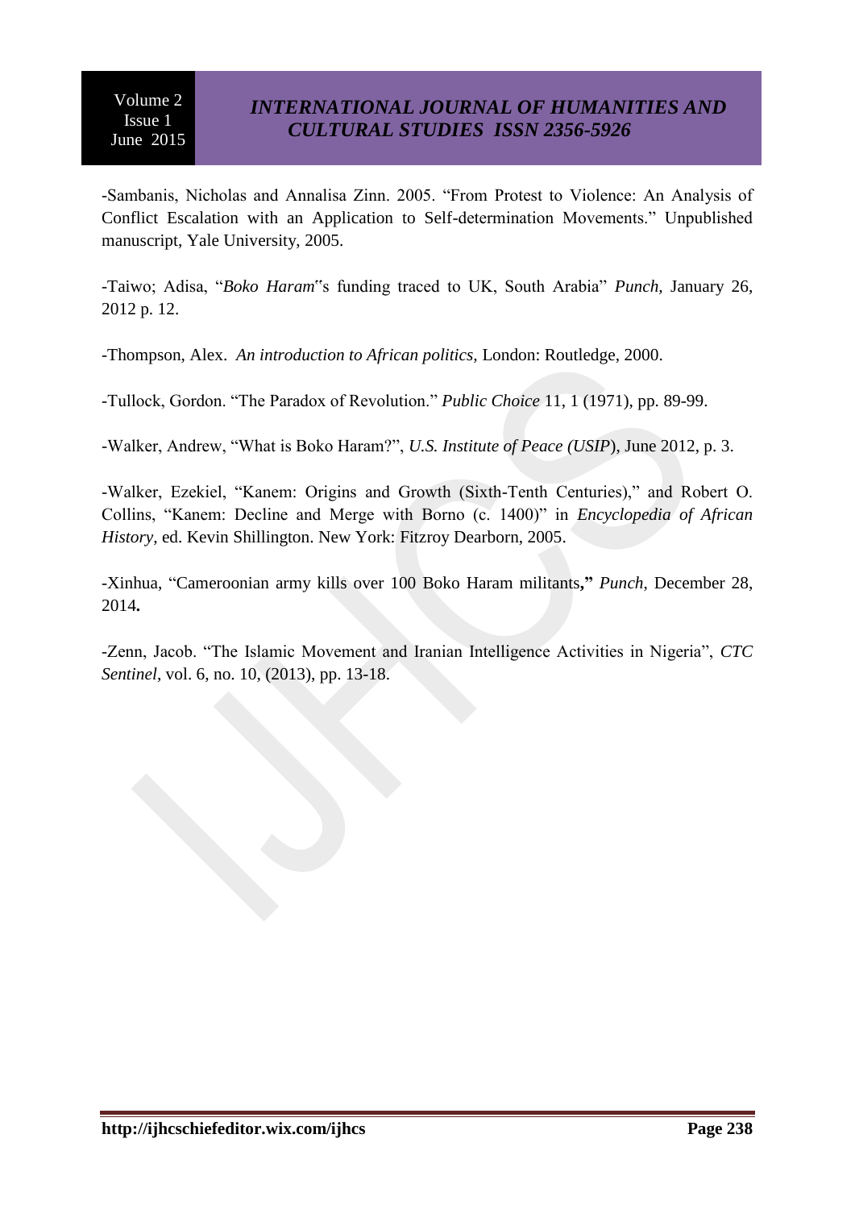-Sambanis, Nicholas and Annalisa Zinn. 2005. "From Protest to Violence: An Analysis of Conflict Escalation with an Application to Self-determination Movements." Unpublished manuscript, Yale University, 2005.

-Taiwo; Adisa, "*Boko Haram*"s funding traced to UK, South Arabia" *Punch*, January 26, 2012 p. 12.

-Thompson, Alex. *An introduction to African politics*, London: Routledge, 2000.

-Tullock, Gordon. "The Paradox of Revolution." *Public Choice* 11, 1 (1971), pp. 89-99.

-Walker, Andrew, "What is Boko Haram?", *U.S. Institute of Peace (USIP*), June 2012, p. 3.

-Walker, Ezekiel, "Kanem: Origins and Growth (Sixth-Tenth Centuries)," and Robert O. Collins, "Kanem: Decline and Merge with Borno (c. 1400)" in *Encyclopedia of African History*, ed. Kevin Shillington. New York: Fitzroy Dearborn, 2005.

-Xinhua, "Cameroonian army kills over 100 Boko Haram militants**,"** *Punch*, December 28, 2014**.**

-Zenn, Jacob. "The Islamic Movement and Iranian Intelligence Activities in Nigeria", *CTC Sentinel*, vol. 6, no. 10, (2013), pp. 13-18.